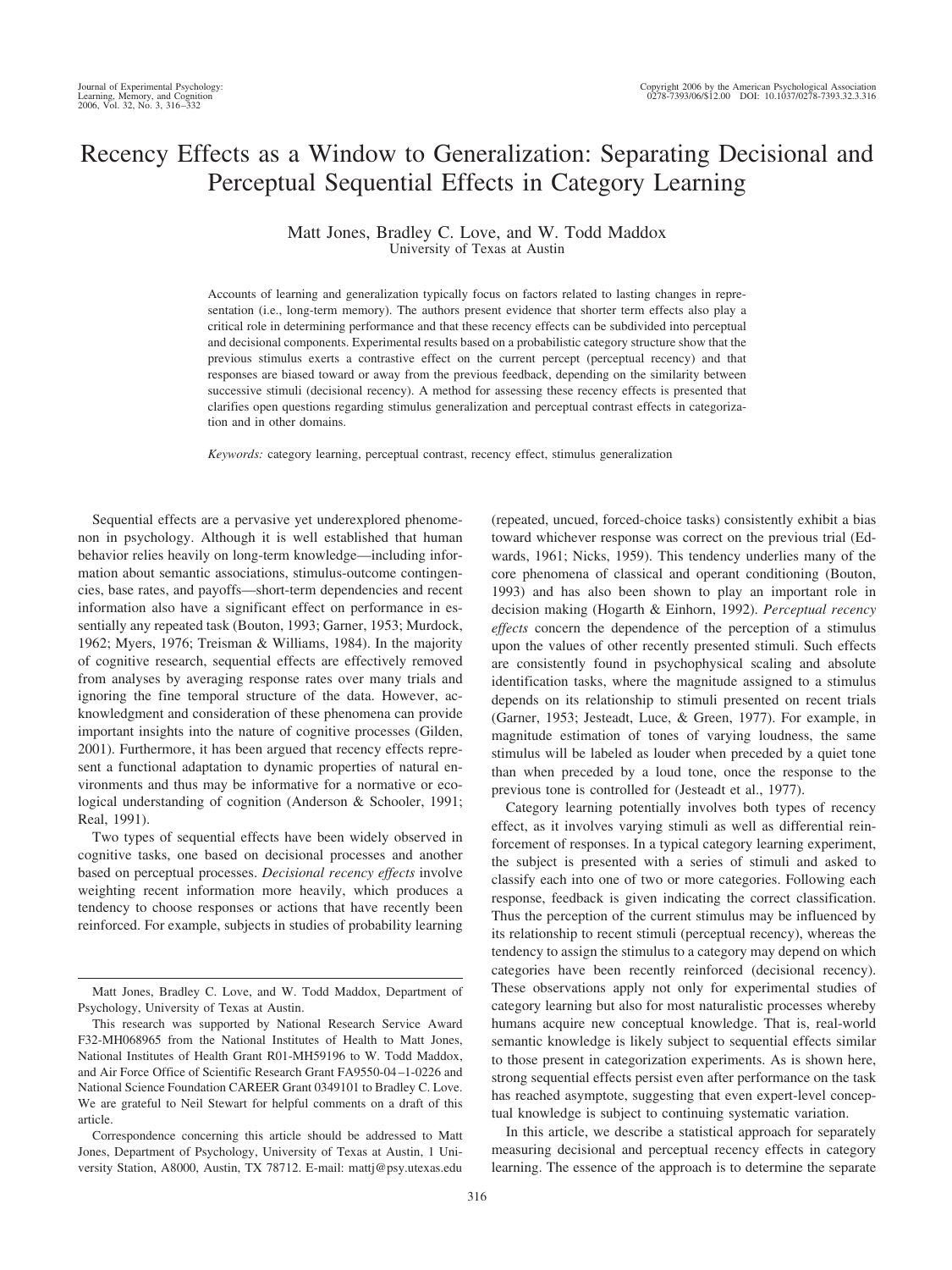# Recency Effects as a Window to Generalization: Separating Decisional and Perceptual Sequential Effects in Category Learning

Matt Jones, Bradley C. Love, and W. Todd Maddox
University of Texas at Austin

Accounts of learning and generalization typically focus on factors related to lasting changes in representation (i.e., long-term memory). The authors present evidence that shorter term effects also play a critical role in determining performance and that these recency effects can be subdivided into perceptual and decisional components. Experimental results based on a probabilistic category structure show that the previous stimulus exerts a contrastive effect on the current percept (perceptual recency) and that responses are biased toward or away from the previous feedback, depending on the similarity between successive stimuli (decisional recency). A method for assessing these recency effects is presented that clarifies open questions regarding stimulus generalization and perceptual contrast effects in categorization and in other domains.

*Keywords:* category learning, perceptual contrast, recency effect, stimulus generalization

Sequential effects are a pervasive yet underexplored phenomenon in psychology. Although it is well established that human behavior relies heavily on long-term knowledge—including information about semantic associations, stimulus-outcome contingencies, base rates, and payoffs—short-term dependencies and recent information also have a significant effect on performance in essentially any repeated task (Bouton, 1993; Garner, 1953; Murdock, 1962; Myers, 1976; Treisman & Williams, 1984). In the majority of cognitive research, sequential effects are effectively removed from analyses by averaging response rates over many trials and ignoring the fine temporal structure of the data. However, acknowledgment and consideration of these phenomena can provide important insights into the nature of cognitive processes (Gilden, 2001). Furthermore, it has been argued that recency effects represent a functional adaptation to dynamic properties of natural environments and thus may be informative for a normative or ecological understanding of cognition (Anderson & Schooler, 1991; Real, 1991).

Two types of sequential effects have been widely observed in cognitive tasks, one based on decisional processes and another based on perceptual processes. *Decisional recency effects* involve weighting recent information more heavily, which produces a tendency to choose responses or actions that have recently been reinforced. For example, subjects in studies of probability learning (repeated, uncued, forced-choice tasks) consistently exhibit a bias toward whichever response was correct on the previous trial (Edwards, 1961; Nicks, 1959). This tendency underlies many of the core phenomena of classical and operant conditioning (Bouton, 1993) and has also been shown to play an important role in decision making (Hogarth & Einhorn, 1992). *Perceptual recency effects* concern the dependence of the perception of a stimulus upon the values of other recently presented stimuli. Such effects are consistently found in psychophysical scaling and absolute identification tasks, where the magnitude assigned to a stimulus depends on its relationship to stimuli presented on recent trials (Garner, 1953; Jesteadt, Luce, & Green, 1977). For example, in magnitude estimation of tones of varying loudness, the same stimulus will be labeled as louder when preceded by a quiet tone than when preceded by a loud tone, once the response to the previous tone is controlled for (Jesteadt et al., 1977).

Category learning potentially involves both types of recency effect, as it involves varying stimuli as well as differential reinforcement of responses. In a typical category learning experiment, the subject is presented with a series of stimuli and asked to classify each into one of two or more categories. Following each response, feedback is given indicating the correct classification. Thus the perception of the current stimulus may be influenced by its relationship to recent stimuli (perceptual recency), whereas the tendency to assign the stimulus to a category may depend on which categories have been recently reinforced (decisional recency). These observations apply not only for experimental studies of category learning but also for most naturalistic processes whereby humans acquire new conceptual knowledge. That is, real-world semantic knowledge is likely subject to sequential effects similar to those present in categorization experiments. As is shown here, strong sequential effects persist even after performance on the task has reached asymptote, suggesting that even expert-level conceptual knowledge is subject to continuing systematic variation.

In this article, we describe a statistical approach for separately measuring decisional and perceptual recency effects in category learning. The essence of the approach is to determine the separate

Matt Jones, Bradley C. Love, and W. Todd Maddox, Department of Psychology, University of Texas at Austin.

This research was supported by National Research Service Award F32-MH068965 from the National Institutes of Health to Matt Jones, National Institutes of Health Grant R01-MH59196 to W. Todd Maddox, and Air Force Office of Scientific Research Grant FA9550-04–1-0226 and National Science Foundation CAREER Grant 0349101 to Bradley C. Love. We are grateful to Neil Stewart for helpful comments on a draft of this article.

Correspondence concerning this article should be addressed to Matt Jones, Department of Psychology, University of Texas at Austin, 1 University Station, A8000, Austin, TX 78712. E-mail: mattj@psy.utexas.edu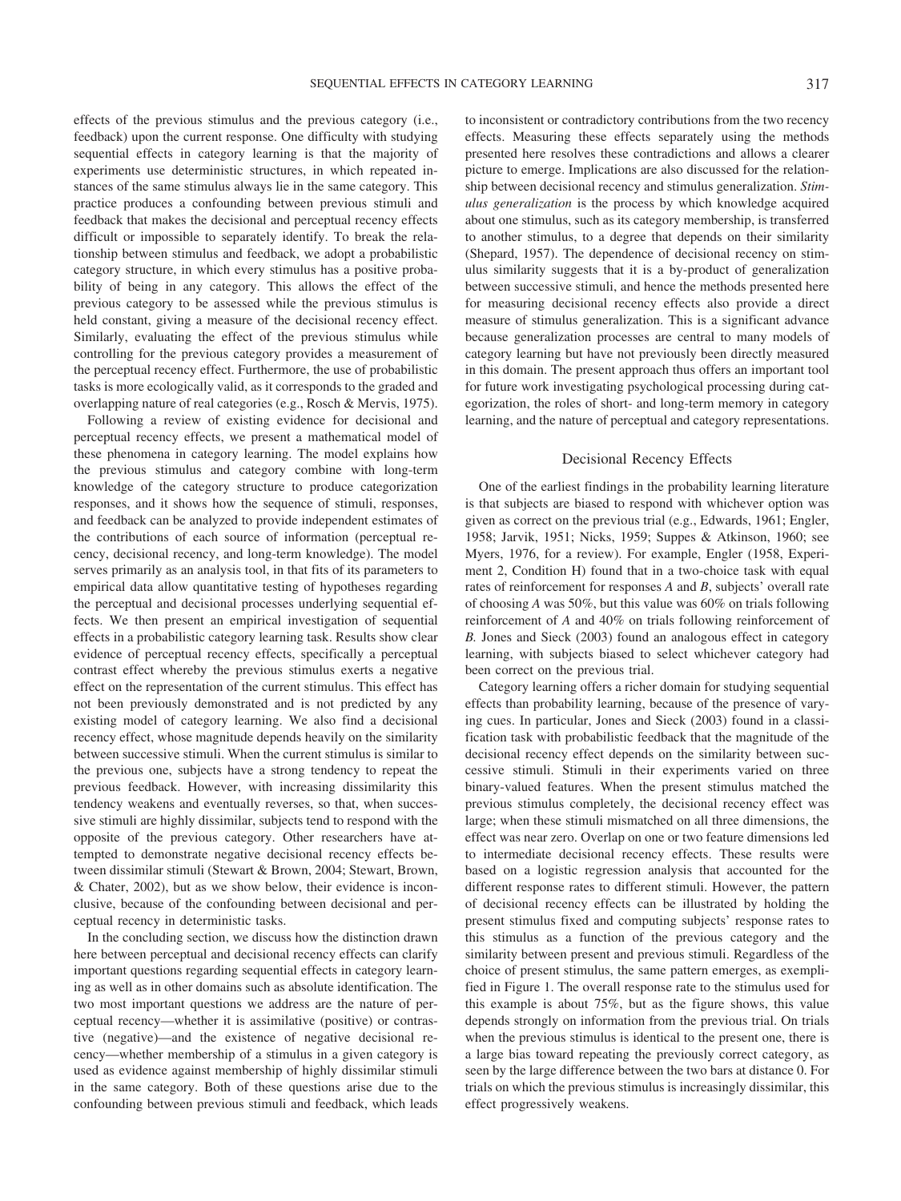effects of the previous stimulus and the previous category (i.e., feedback) upon the current response. One difficulty with studying sequential effects in category learning is that the majority of experiments use deterministic structures, in which repeated instances of the same stimulus always lie in the same category. This practice produces a confounding between previous stimuli and feedback that makes the decisional and perceptual recency effects difficult or impossible to separately identify. To break the relationship between stimulus and feedback, we adopt a probabilistic category structure, in which every stimulus has a positive probability of being in any category. This allows the effect of the previous category to be assessed while the previous stimulus is held constant, giving a measure of the decisional recency effect. Similarly, evaluating the effect of the previous stimulus while controlling for the previous category provides a measurement of the perceptual recency effect. Furthermore, the use of probabilistic tasks is more ecologically valid, as it corresponds to the graded and overlapping nature of real categories (e.g., Rosch & Mervis, 1975).

Following a review of existing evidence for decisional and perceptual recency effects, we present a mathematical model of these phenomena in category learning. The model explains how the previous stimulus and category combine with long-term knowledge of the category structure to produce categorization responses, and it shows how the sequence of stimuli, responses, and feedback can be analyzed to provide independent estimates of the contributions of each source of information (perceptual recency, decisional recency, and long-term knowledge). The model serves primarily as an analysis tool, in that fits of its parameters to empirical data allow quantitative testing of hypotheses regarding the perceptual and decisional processes underlying sequential effects. We then present an empirical investigation of sequential effects in a probabilistic category learning task. Results show clear evidence of perceptual recency effects, specifically a perceptual contrast effect whereby the previous stimulus exerts a negative effect on the representation of the current stimulus. This effect has not been previously demonstrated and is not predicted by any existing model of category learning. We also find a decisional recency effect, whose magnitude depends heavily on the similarity between successive stimuli. When the current stimulus is similar to the previous one, subjects have a strong tendency to repeat the previous feedback. However, with increasing dissimilarity this tendency weakens and eventually reverses, so that, when successive stimuli are highly dissimilar, subjects tend to respond with the opposite of the previous category. Other researchers have attempted to demonstrate negative decisional recency effects between dissimilar stimuli (Stewart & Brown, 2004; Stewart, Brown, & Chater, 2002), but as we show below, their evidence is inconclusive, because of the confounding between decisional and perceptual recency in deterministic tasks.

In the concluding section, we discuss how the distinction drawn here between perceptual and decisional recency effects can clarify important questions regarding sequential effects in category learning as well as in other domains such as absolute identification. The two most important questions we address are the nature of perceptual recency—whether it is assimilative (positive) or contrastive (negative)—and the existence of negative decisional recency—whether membership of a stimulus in a given category is used as evidence against membership of highly dissimilar stimuli in the same category. Both of these questions arise due to the confounding between previous stimuli and feedback, which leads to inconsistent or contradictory contributions from the two recency effects. Measuring these effects separately using the methods presented here resolves these contradictions and allows a clearer picture to emerge. Implications are also discussed for the relationship between decisional recency and stimulus generalization. *Stimulus generalization* is the process by which knowledge acquired about one stimulus, such as its category membership, is transferred to another stimulus, to a degree that depends on their similarity (Shepard, 1957). The dependence of decisional recency on stimulus similarity suggests that it is a by-product of generalization between successive stimuli, and hence the methods presented here for measuring decisional recency effects also provide a direct measure of stimulus generalization. This is a significant advance because generalization processes are central to many models of category learning but have not previously been directly measured in this domain. The present approach thus offers an important tool for future work investigating psychological processing during categorization, the roles of short- and long-term memory in category learning, and the nature of perceptual and category representations.

## Decisional Recency Effects

One of the earliest findings in the probability learning literature is that subjects are biased to respond with whichever option was given as correct on the previous trial (e.g., Edwards, 1961; Engler, 1958; Jarvik, 1951; Nicks, 1959; Suppes & Atkinson, 1960; see Myers, 1976, for a review). For example, Engler (1958, Experiment 2, Condition H) found that in a two-choice task with equal rates of reinforcement for responses *A* and *B*, subjects' overall rate of choosing *A* was 50%, but this value was 60% on trials following reinforcement of *A* and 40% on trials following reinforcement of *B*. Jones and Sieck (2003) found an analogous effect in category learning, with subjects biased to select whichever category had been correct on the previous trial.

Category learning offers a richer domain for studying sequential effects than probability learning, because of the presence of varying cues. In particular, Jones and Sieck (2003) found in a classification task with probabilistic feedback that the magnitude of the decisional recency effect depends on the similarity between successive stimuli. Stimuli in their experiments varied on three binary-valued features. When the present stimulus matched the previous stimulus completely, the decisional recency effect was large; when these stimuli mismatched on all three dimensions, the effect was near zero. Overlap on one or two feature dimensions led to intermediate decisional recency effects. These results were based on a logistic regression analysis that accounted for the different response rates to different stimuli. However, the pattern of decisional recency effects can be illustrated by holding the present stimulus fixed and computing subjects' response rates to this stimulus as a function of the previous category and the similarity between present and previous stimuli. Regardless of the choice of present stimulus, the same pattern emerges, as exemplified in Figure 1. The overall response rate to the stimulus used for this example is about 75%, but as the figure shows, this value depends strongly on information from the previous trial. On trials when the previous stimulus is identical to the present one, there is a large bias toward repeating the previously correct category, as seen by the large difference between the two bars at distance 0. For trials on which the previous stimulus is increasingly dissimilar, this effect progressively weakens.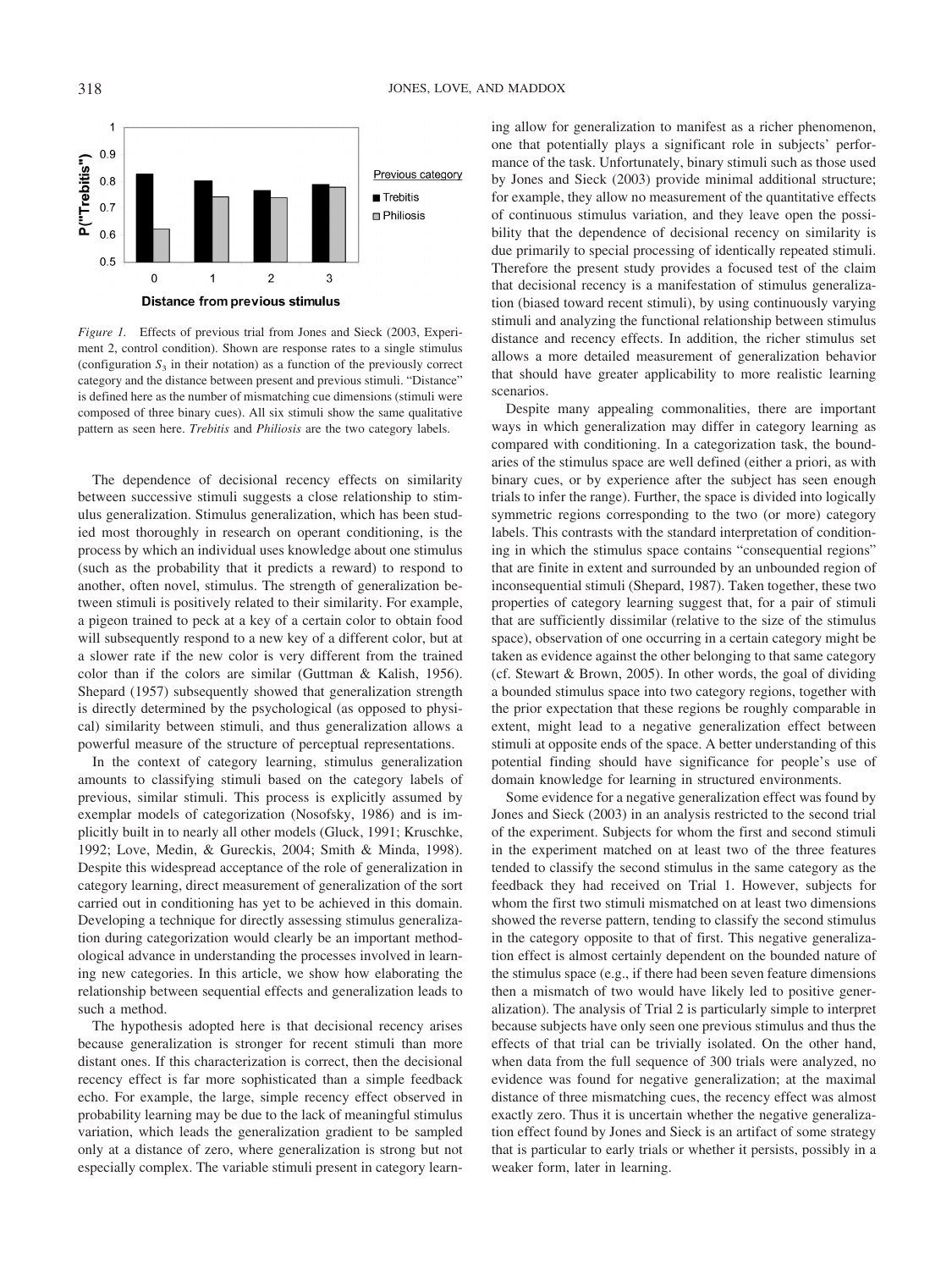1
0.9
0.8
0.7
0.6
0.5
P("Trebitis")
0
1
2
3
Distance from previous stimulus
Previous category
Trebitis
Philiosis

*Figure 1.* Effects of previous trial from Jones and Sieck (2003, Experiment 2, control condition). Shown are response rates to a single stimulus (configuration $S_3$ in their notation) as a function of the previously correct category and the distance between present and previous stimuli. "Distance" is defined here as the number of mismatching cue dimensions (stimuli were composed of three binary cues). All six stimuli show the same qualitative pattern as seen here. *Trebitis* and *Philiosis* are the two category labels.

The dependence of decisional recency effects on similarity between successive stimuli suggests a close relationship to stimulus generalization. Stimulus generalization, which has been studied most thoroughly in research on operant conditioning, is the process by which an individual uses knowledge about one stimulus (such as the probability that it predicts a reward) to respond to another, often novel, stimulus. The strength of generalization between stimuli is positively related to their similarity. For example, a pigeon trained to peck at a key of a certain color to obtain food will subsequently respond to a new key of a different color, but at a slower rate if the new color is very different from the trained color than if the colors are similar (Guttman & Kalish, 1956). Shepard (1957) subsequently showed that generalization strength is directly determined by the psychological (as opposed to physical) similarity between stimuli, and thus generalization allows a powerful measure of the structure of perceptual representations.

In the context of category learning, stimulus generalization amounts to classifying stimuli based on the category labels of previous, similar stimuli. This process is explicitly assumed by exemplar models of categorization (Nosofsky, 1986) and is implicitly built in to nearly all other models (Gluck, 1991; Kruschke, 1992; Love, Medin, & Gureckis, 2004; Smith & Minda, 1998). Despite this widespread acceptance of the role of generalization in category learning, direct measurement of generalization of the sort carried out in conditioning has yet to be achieved in this domain. Developing a technique for directly assessing stimulus generalization during categorization would clearly be an important methodological advance in understanding the processes involved in learning new categories. In this article, we show how elaborating the relationship between sequential effects and generalization leads to such a method.

The hypothesis adopted here is that decisional recency arises because generalization is stronger for recent stimuli than more distant ones. If this characterization is correct, then the decisional recency effect is far more sophisticated than a simple feedback echo. For example, the large, simple recency effect observed in probability learning may be due to the lack of meaningful stimulus variation, which leads the generalization gradient to be sampled only at a distance of zero, where generalization is strong but not especially complex. The variable stimuli present in category learning allow for generalization to manifest as a richer phenomenon, one that potentially plays a significant role in subjects' performance of the task. Unfortunately, binary stimuli such as those used by Jones and Sieck (2003) provide minimal additional structure; for example, they allow no measurement of the quantitative effects of continuous stimulus variation, and they leave open the possibility that the dependence of decisional recency on similarity is due primarily to special processing of identically repeated stimuli. Therefore the present study provides a focused test of the claim that decisional recency is a manifestation of stimulus generalization (biased toward recent stimuli), by using continuously varying stimuli and analyzing the functional relationship between stimulus distance and recency effects. In addition, the richer stimulus set allows a more detailed measurement of generalization behavior that should have greater applicability to more realistic learning scenarios.

Despite many appealing commonalities, there are important ways in which generalization may differ in category learning as compared with conditioning. In a categorization task, the boundaries of the stimulus space are well defined (either a priori, as with binary cues, or by experience after the subject has seen enough trials to infer the range). Further, the space is divided into logically symmetric regions corresponding to the two (or more) category labels. This contrasts with the standard interpretation of conditioning in which the stimulus space contains "consequential regions" that are finite in extent and surrounded by an unbounded region of inconsequential stimuli (Shepard, 1987). Taken together, these two properties of category learning suggest that, for a pair of stimuli that are sufficiently dissimilar (relative to the size of the stimulus space), observation of one occurring in a certain category might be taken as evidence against the other belonging to that same category (cf. Stewart & Brown, 2005). In other words, the goal of dividing a bounded stimulus space into two category regions, together with the prior expectation that these regions be roughly comparable in extent, might lead to a negative generalization effect between stimuli at opposite ends of the space. A better understanding of this potential finding should have significance for people's use of domain knowledge for learning in structured environments.

Some evidence for a negative generalization effect was found by Jones and Sieck (2003) in an analysis restricted to the second trial of the experiment. Subjects for whom the first and second stimuli in the experiment matched on at least two of the three features tended to classify the second stimulus in the same category as the feedback they had received on Trial 1. However, subjects for whom the first two stimuli mismatched on at least two dimensions showed the reverse pattern, tending to classify the second stimulus in the category opposite to that of first. This negative generalization effect is almost certainly dependent on the bounded nature of the stimulus space (e.g., if there had been seven feature dimensions then a mismatch of two would have likely led to positive generalization). The analysis of Trial 2 is particularly simple to interpret because subjects have only seen one previous stimulus and thus the effects of that trial can be trivially isolated. On the other hand, when data from the full sequence of 300 trials were analyzed, no evidence was found for negative generalization; at the maximal distance of three mismatching cues, the recency effect was almost exactly zero. Thus it is uncertain whether the negative generalization effect found by Jones and Sieck is an artifact of some strategy that is particular to early trials or whether it persists, possibly in a weaker form, later in learning.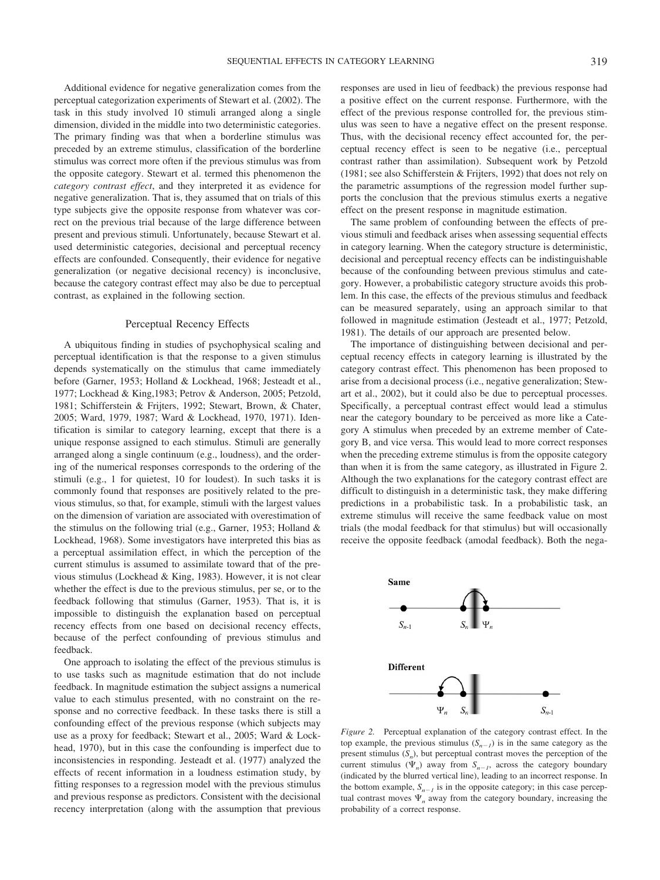Additional evidence for negative generalization comes from the perceptual categorization experiments of Stewart et al. (2002). The task in this study involved 10 stimuli arranged along a single dimension, divided in the middle into two deterministic categories. The primary finding was that when a borderline stimulus was preceded by an extreme stimulus, classification of the borderline stimulus was correct more often if the previous stimulus was from the opposite category. Stewart et al. termed this phenomenon the *category contrast effect*, and they interpreted it as evidence for negative generalization. That is, they assumed that on trials of this type subjects give the opposite response from whatever was correct on the previous trial because of the large difference between present and previous stimuli. Unfortunately, because Stewart et al. used deterministic categories, decisional and perceptual recency effects are confounded. Consequently, their evidence for negative generalization (or negative decisional recency) is inconclusive, because the category contrast effect may also be due to perceptual contrast, as explained in the following section.

## Perceptual Recency Effects

A ubiquitous finding in studies of psychophysical scaling and perceptual identification is that the response to a given stimulus depends systematically on the stimulus that came immediately before (Garner, 1953; Holland & Lockhead, 1968; Jesteadt et al., 1977; Lockhead & King,1983; Petrov & Anderson, 2005; Petzold, 1981; Schifferstein & Frijters, 1992; Stewart, Brown, & Chater, 2005; Ward, 1979, 1987; Ward & Lockhead, 1970, 1971). Identification is similar to category learning, except that there is a unique response assigned to each stimulus. Stimuli are generally arranged along a single continuum (e.g., loudness), and the ordering of the numerical responses corresponds to the ordering of the stimuli (e.g., 1 for quietest, 10 for loudest). In such tasks it is commonly found that responses are positively related to the previous stimulus, so that, for example, stimuli with the largest values on the dimension of variation are associated with overestimation of the stimulus on the following trial (e.g., Garner, 1953; Holland & Lockhead, 1968). Some investigators have interpreted this bias as a perceptual assimilation effect, in which the perception of the current stimulus is assumed to assimilate toward that of the previous stimulus (Lockhead & King, 1983). However, it is not clear whether the effect is due to the previous stimulus, per se, or to the feedback following that stimulus (Garner, 1953). That is, it is impossible to distinguish the explanation based on perceptual recency effects from one based on decisional recency effects, because of the perfect confounding of previous stimulus and feedback.

One approach to isolating the effect of the previous stimulus is to use tasks such as magnitude estimation that do not include feedback. In magnitude estimation the subject assigns a numerical value to each stimulus presented, with no constraint on the response and no corrective feedback. In these tasks there is still a confounding effect of the previous response (which subjects may use as a proxy for feedback; Stewart et al., 2005; Ward & Lockhead, 1970), but in this case the confounding is imperfect due to inconsistencies in responding. Jesteadt et al. (1977) analyzed the effects of recent information in a loudness estimation study, by fitting responses to a regression model with the previous stimulus and previous response as predictors. Consistent with the decisional recency interpretation (along with the assumption that previous responses are used in lieu of feedback) the previous response had a positive effect on the current response. Furthermore, with the effect of the previous response controlled for, the previous stimulus was seen to have a negative effect on the present response. Thus, with the decisional recency effect accounted for, the perceptual recency effect is seen to be negative (i.e., perceptual contrast rather than assimilation). Subsequent work by Petzold (1981; see also Schifferstein & Frijters, 1992) that does not rely on the parametric assumptions of the regression model further supports the conclusion that the previous stimulus exerts a negative effect on the present response in magnitude estimation.

The same problem of confounding between the effects of previous stimuli and feedback arises when assessing sequential effects in category learning. When the category structure is deterministic, decisional and perceptual recency effects can be indistinguishable because of the confounding between previous stimulus and category. However, a probabilistic category structure avoids this problem. In this case, the effects of the previous stimulus and feedback can be measured separately, using an approach similar to that followed in magnitude estimation (Jesteadt et al., 1977; Petzold, 1981). The details of our approach are presented below.

The importance of distinguishing between decisional and perceptual recency effects in category learning is illustrated by the category contrast effect. This phenomenon has been proposed to arise from a decisional process (i.e., negative generalization; Stewart et al., 2002), but it could also be due to perceptual processes. Specifically, a perceptual contrast effect would lead a stimulus near the category boundary to be perceived as more like a Category A stimulus when preceded by an extreme member of Category B, and vice versa. This would lead to more correct responses when the preceding extreme stimulus is from the opposite category than when it is from the same category, as illustrated in Figure 2. Although the two explanations for the category contrast effect are difficult to distinguish in a deterministic task, they make differing predictions in a probabilistic task. In a probabilistic task, an extreme stimulus will receive the same feedback value on most trials (the modal feedback for that stimulus) but will occasionally receive the opposite feedback (amodal feedback). Both the nega-

Same

$S_{n-1}$ $S_n$ $\Psi_n$

Different

$\Psi_n$ $S_n$ $S_{n-1}$

*Figure 2.* Perceptual explanation of the category contrast effect. In the top example, the previous stimulus ($S_{n-1}$) is in the same category as the present stimulus ($S_n$), but perceptual contrast moves the perception of the current stimulus ($\Psi_n$) away from $S_{n-1}$, across the category boundary (indicated by the blurred vertical line), leading to an incorrect response. In the bottom example, $S_{n-1}$ is in the opposite category; in this case perceptual contrast moves $\Psi_n$ away from the category boundary, increasing the probability of a correct response.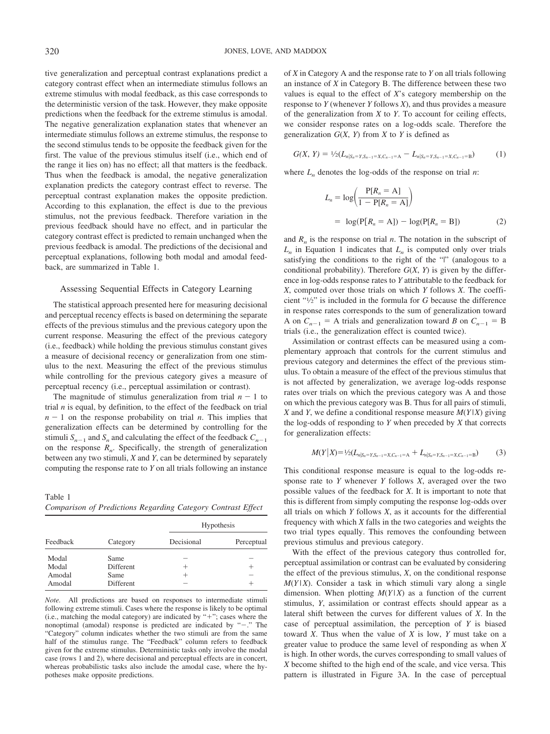tive generalization and perceptual contrast explanations predict a category contrast effect when an intermediate stimulus follows an extreme stimulus with modal feedback, as this case corresponds to the deterministic version of the task. However, they make opposite predictions when the feedback for the extreme stimulus is amodal. The negative generalization explanation states that whenever an intermediate stimulus follows an extreme stimulus, the response to the second stimulus tends to be opposite the feedback given for the first. The value of the previous stimulus itself (i.e., which end of the range it lies on) has no effect; all that matters is the feedback. Thus when the feedback is amodal, the negative generalization explanation predicts the category contrast effect to reverse. The perceptual contrast explanation makes the opposite prediction. According to this explanation, the effect is due to the previous stimulus, not the previous feedback. Therefore variation in the previous feedback should have no effect, and in particular the category contrast effect is predicted to remain unchanged when the previous feedback is amodal. The predictions of the decisional and perceptual explanations, following both modal and amodal feedback, are summarized in Table 1.

## Assessing Sequential Effects in Category Learning

The statistical approach presented here for measuring decisional and perceptual recency effects is based on determining the separate effects of the previous stimulus and the previous category upon the current response. Measuring the effect of the previous category (i.e., feedback) while holding the previous stimulus constant gives a measure of decisional recency or generalization from one stimulus to the next. Measuring the effect of the previous stimulus while controlling for the previous category gives a measure of perceptual recency (i.e., perceptual assimilation or contrast).

The magnitude of stimulus generalization from trial $n - 1$ to trial $n$ is equal, by definition, to the effect of the feedback on trial $n - 1$ on the response probability on trial $n$. This implies that generalization effects can be determined by controlling for the stimuli $S_{n-1}$ and $S_n$ and calculating the effect of the feedback $C_{n-1}$ on the response $R_n$. Specifically, the strength of generalization between any two stimuli, $X$ and $Y$, can be determined by separately computing the response rate to $Y$ on all trials following an instance of $X$ in Category A and the response rate to $Y$ on all trials following an instance of $X$ in Category B. The difference between these two values is equal to the effect of $X$'s category membership on the response to $Y$ (whenever $Y$ follows $X$), and thus provides a measure of the generalization from $X$ to $Y$. To account for ceiling effects, we consider response rates on a log-odds scale. Therefore the generalization $G(X, Y)$ from $X$ to $Y$ is defined as

$$G(X, Y) = ½(L_{n|S_n=Y,S_{n-1}=X,C_{n-1}=\mathrm{A}} - L_{n|S_n=Y,S_{n-1}=X,C_{n-1}=\mathrm{B}}) \qquad (1)$$

where $L_n$ denotes the log-odds of the response on trial $n$:

$$L_n = \log\left(\frac{\mathrm{P}[R_n = \mathrm{A}]}{1 - \mathrm{P}[R_n = \mathrm{A}]}\right)$$
$$= \log(\mathrm{P}[R_n = \mathrm{A}]) - \log(\mathrm{P}[R_n = \mathrm{B}]) \qquad (2)$$

and $R_n$ is the response on trial $n$. The notation in the subscript of $L_n$ in Equation 1 indicates that $L_n$ is computed only over trials satisfying the conditions to the right of the "|" (analogous to a conditional probability). Therefore $G(X, Y)$ is given by the difference in log-odds response rates to $Y$ attributable to the feedback for $X$, computed over those trials on which $Y$ follows $X$. The coefficient "½" is included in the formula for $G$ because the difference in response rates corresponds to the sum of generalization toward A on $C_{n-1}$ = A trials and generalization toward $B$ on $C_{n-1}$ = B trials (i.e., the generalization effect is counted twice).

Assimilation or contrast effects can be measured using a complementary approach that controls for the current stimulus and previous category and determines the effect of the previous stimulus. To obtain a measure of the effect of the previous stimulus that is not affected by generalization, we average log-odds response rates over trials on which the previous category was A and those on which the previous category was B. Thus for all pairs of stimuli, $X$ and $Y$, we define a conditional response measure $M(Y|X)$ giving the log-odds of responding to $Y$ when preceded by $X$ that corrects for generalization effects:

$$M(Y|X) = ½(L_{n|S_n=Y,S_{n-1}=X,C_{n-1}=\mathrm{A}} + L_{n|S_n=Y,S_{n-1}=X,C_{n-1}=\mathrm{B}}) \qquad (3)$$

This conditional response measure is equal to the log-odds response rate to $Y$ whenever $Y$ follows $X$, averaged over the two possible values of the feedback for $X$. It is important to note that this is different from simply computing the response log-odds over all trials on which $Y$ follows $X$, as it accounts for the differential frequency with which $X$ falls in the two categories and weights the two trial types equally. This removes the confounding between previous stimulus and previous category.

With the effect of the previous category thus controlled for, perceptual assimilation or contrast can be evaluated by considering the effect of the previous stimulus, $X$, on the conditional response $M(Y|X)$. Consider a task in which stimuli vary along a single dimension. When plotting $M(Y|X)$ as a function of the current stimulus, $Y$, assimilation or contrast effects should appear as a lateral shift between the curves for different values of $X$. In the case of perceptual assimilation, the perception of $Y$ is biased toward $X$. Thus when the value of $X$ is low, $Y$ must take on a greater value to produce the same level of responding as when $X$ is high. In other words, the curves corresponding to small values of $X$ become shifted to the high end of the scale, and vice versa. This pattern is illustrated in Figure 3A. In the case of perceptual

Table 1
*Comparison of Predictions Regarding Category Contrast Effect*

| Feedback | Category | Hypothesis | |
|---|---|---|---|
| | | Decisional | Perceptual |
| Modal | Same | − | − |
| Modal | Different | + | + |
| Amodal | Same | + | − |
| Amodal | Different | − | + |

*Note.* All predictions are based on responses to intermediate stimuli following extreme stimuli. Cases where the response is likely to be optimal (i.e., matching the modal category) are indicated by "+"; cases where the nonoptimal (amodal) response is predicted are indicated by "−." The "Category" column indicates whether the two stimuli are from the same half of the stimulus range. The "Feedback" column refers to feedback given for the extreme stimulus. Deterministic tasks only involve the modal case (rows 1 and 2), where decisional and perceptual effects are in concert, whereas probabilistic tasks also include the amodal case, where the hypotheses make opposite predictions.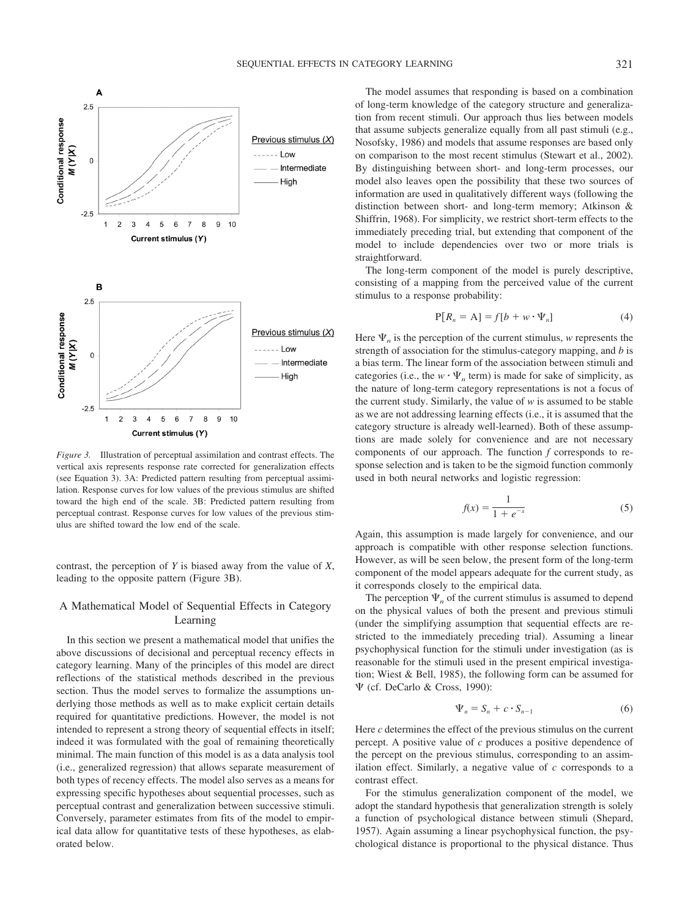A

2.5

Conditional response
$M(Y|X)$

0

-2.5

1 2 3 4 5 6 7 8 9 10

Current stimulus ($Y$)

Previous stimulus ($X$)

Low

Intermediate

High

B

2.5

Conditional response
$M(Y|X)$

0

-2.5

1 2 3 4 5 6 7 8 9 10

Current stimulus ($Y$)

Previous stimulus ($X$)

Low

Intermediate

High

*Figure 3.* Illustration of perceptual assimilation and contrast effects. The vertical axis represents response rate corrected for generalization effects (see Equation 3). 3A: Predicted pattern resulting from perceptual assimilation. Response curves for low values of the previous stimulus are shifted toward the high end of the scale. 3B: Predicted pattern resulting from perceptual contrast. Response curves for low values of the previous stimulus are shifted toward the low end of the scale.

contrast, the perception of $Y$ is biased away from the value of $X$, leading to the opposite pattern (Figure 3B).

## A Mathematical Model of Sequential Effects in Category Learning

In this section we present a mathematical model that unifies the above discussions of decisional and perceptual recency effects in category learning. Many of the principles of this model are direct reflections of the statistical methods described in the previous section. Thus the model serves to formalize the assumptions underlying those methods as well as to make explicit certain details required for quantitative predictions. However, the model is not intended to represent a strong theory of sequential effects in itself; indeed it was formulated with the goal of remaining theoretically minimal. The main function of this model is as a data analysis tool (i.e., generalized regression) that allows separate measurement of both types of recency effects. The model also serves as a means for expressing specific hypotheses about sequential processes, such as perceptual contrast and generalization between successive stimuli. Conversely, parameter estimates from fits of the model to empirical data allow for quantitative tests of these hypotheses, as elaborated below.

The model assumes that responding is based on a combination of long-term knowledge of the category structure and generalization from recent stimuli. Our approach thus lies between models that assume subjects generalize equally from all past stimuli (e.g., Nosofsky, 1986) and models that assume responses are based only on comparison to the most recent stimulus (Stewart et al., 2002). By distinguishing between short- and long-term processes, our model also leaves open the possibility that these two sources of information are used in qualitatively different ways (following the distinction between short- and long-term memory; Atkinson & Shiffrin, 1968). For simplicity, we restrict short-term effects to the immediately preceding trial, but extending that component of the model to include dependencies over two or more trials is straightforward.

The long-term component of the model is purely descriptive, consisting of a mapping from the perceived value of the current stimulus to a response probability:

$$P[R_n = A] = f[b + w \cdot \Psi_n] \tag{4}$$

Here $\Psi_n$ is the perception of the current stimulus, $w$ represents the strength of association for the stimulus-category mapping, and $b$ is a bias term. The linear form of the association between stimuli and categories (i.e., the $w \cdot \Psi_n$ term) is made for sake of simplicity, as the nature of long-term category representations is not a focus of the current study. Similarly, the value of $w$ is assumed to be stable as we are not addressing learning effects (i.e., it is assumed that the category structure is already well-learned). Both of these assumptions are made solely for convenience and are not necessary components of our approach. The function $f$ corresponds to response selection and is taken to be the sigmoid function commonly used in both neural networks and logistic regression:

$$f(x) = \frac{1}{1 + e^{-x}} \tag{5}$$

Again, this assumption is made largely for convenience, and our approach is compatible with other response selection functions. However, as will be seen below, the present form of the long-term component of the model appears adequate for the current study, as it corresponds closely to the empirical data.

The perception $\Psi_n$ of the current stimulus is assumed to depend on the physical values of both the present and previous stimuli (under the simplifying assumption that sequential effects are restricted to the immediately preceding trial). Assuming a linear psychophysical function for the stimuli under investigation (as is reasonable for the stimuli used in the present empirical investigation; Wiest & Bell, 1985), the following form can be assumed for $\Psi$ (cf. DeCarlo & Cross, 1990):

$$\Psi_n = S_n + c \cdot S_{n-1} \tag{6}$$

Here $c$ determines the effect of the previous stimulus on the current percept. A positive value of $c$ produces a positive dependence of the percept on the previous stimulus, corresponding to an assimilation effect. Similarly, a negative value of $c$ corresponds to a contrast effect.

For the stimulus generalization component of the model, we adopt the standard hypothesis that generalization strength is solely a function of psychological distance between stimuli (Shepard, 1957). Again assuming a linear psychophysical function, the psychological distance is proportional to the physical distance. Thus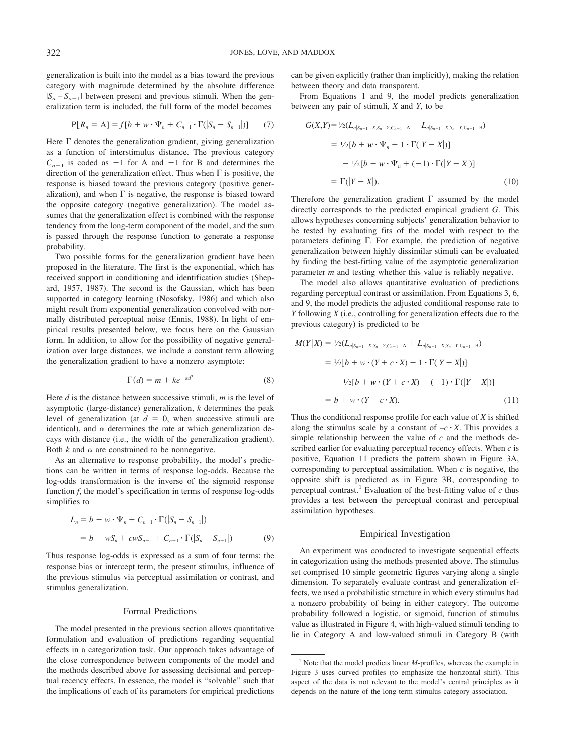generalization is built into the model as a bias toward the previous category with magnitude determined by the absolute difference $|S_n - S_{n-1}|$ between present and previous stimuli. When the generalization term is included, the full form of the model becomes

$$\mathrm{P}[R_n = \mathrm{A}] = f[b + w \cdot \Psi_n + C_{n-1} \cdot \Gamma(|S_n - S_{n-1}|)] \tag{7}$$

Here $\Gamma$ denotes the generalization gradient, giving generalization as a function of interstimulus distance. The previous category $C_{n-1}$ is coded as +1 for A and −1 for B and determines the direction of the generalization effect. Thus when $\Gamma$ is positive, the response is biased toward the previous category (positive generalization), and when $\Gamma$ is negative, the response is biased toward the opposite category (negative generalization). The model assumes that the generalization effect is combined with the response tendency from the long-term component of the model, and the sum is passed through the response function to generate a response probability.

Two possible forms for the generalization gradient have been proposed in the literature. The first is the exponential, which has received support in conditioning and identification studies (Shepard, 1957, 1987). The second is the Gaussian, which has been supported in category learning (Nosofsky, 1986) and which also might result from exponential generalization convolved with normally distributed perceptual noise (Ennis, 1988). In light of empirical results presented below, we focus here on the Gaussian form. In addition, to allow for the possibility of negative generalization over large distances, we include a constant term allowing the generalization gradient to have a nonzero asymptote:

$$\Gamma(d) = m + ke^{-\alpha d^2} \tag{8}$$

Here $d$ is the distance between successive stimuli, $m$ is the level of asymptotic (large-distance) generalization, $k$ determines the peak level of generalization (at $d = 0$, when successive stimuli are identical), and $\alpha$ determines the rate at which generalization decays with distance (i.e., the width of the generalization gradient). Both $k$ and $\alpha$ are constrained to be nonnegative.

As an alternative to response probability, the model's predictions can be written in terms of response log-odds. Because the log-odds transformation is the inverse of the sigmoid response function $f$, the model's specification in terms of response log-odds simplifies to

$$\begin{aligned} L_n &= b + w \cdot \Psi_n + C_{n-1} \cdot \Gamma(|S_n - S_{n-1}|) \\ &= b + wS_n + cwS_{n-1} + C_{n-1} \cdot \Gamma(|S_n - S_{n-1}|) \end{aligned} \tag{9}$$

Thus response log-odds is expressed as a sum of four terms: the response bias or intercept term, the present stimulus, influence of the previous stimulus via perceptual assimilation or contrast, and stimulus generalization.

## Formal Predictions

The model presented in the previous section allows quantitative formulation and evaluation of predictions regarding sequential effects in a categorization task. Our approach takes advantage of the close correspondence between components of the model and the methods described above for assessing decisional and perceptual recency effects. In essence, the model is "solvable" such that the implications of each of its parameters for empirical predictions can be given explicitly (rather than implicitly), making the relation between theory and data transparent.

From Equations 1 and 9, the model predicts generalization between any pair of stimuli, $X$ and $Y$, to be

$$\begin{aligned} G(X,Y) &= \tfrac{1}{2}(L_{n|S_{n-1}=X,S_n=Y,C_{n-1}=\mathrm{A}} - L_{n|S_{n-1}=X,S_n=Y,C_{n-1}=\mathrm{B}}) \\ &= \tfrac{1}{2}[b + w \cdot \Psi_n + 1 \cdot \Gamma(|Y - X|)] \\ &\quad - \tfrac{1}{2}[b + w \cdot \Psi_n + (-1) \cdot \Gamma(|Y - X|)] \\ &= \Gamma(|Y - X|). \end{aligned} \tag{10}$$

Therefore the generalization gradient $\Gamma$ assumed by the model directly corresponds to the predicted empirical gradient $G$. This allows hypotheses concerning subjects' generalization behavior to be tested by evaluating fits of the model with respect to the parameters defining $\Gamma$. For example, the prediction of negative generalization between highly dissimilar stimuli can be evaluated by finding the best-fitting value of the asymptotic generalization parameter $m$ and testing whether this value is reliably negative.

The model also allows quantitative evaluation of predictions regarding perceptual contrast or assimilation. From Equations 3, 6, and 9, the model predicts the adjusted conditional response rate to $Y$ following $X$ (i.e., controlling for generalization effects due to the previous category) is predicted to be

$$\begin{aligned} M(Y|X) &= \tfrac{1}{2}(L_{n|S_{n-1}=X,S_n=Y,C_{n-1}=\mathrm{A}} + L_{n|S_{n-1}=X,S_n=Y,C_{n-1}=\mathrm{B}}) \\ &= \tfrac{1}{2}[b + w \cdot (Y + c \cdot X) + 1 \cdot \Gamma(|Y - X|)] \\ &\quad + \tfrac{1}{2}[b + w \cdot (Y + c \cdot X) + (-1) \cdot \Gamma(|Y - X|)] \\ &= b + w \cdot (Y + c \cdot X). \end{aligned} \tag{11}$$

Thus the conditional response profile for each value of $X$ is shifted along the stimulus scale by a constant of $-c \cdot X$. This provides a simple relationship between the value of $c$ and the methods described earlier for evaluating perceptual recency effects. When $c$ is positive, Equation 11 predicts the pattern shown in Figure 3A, corresponding to perceptual assimilation. When $c$ is negative, the opposite shift is predicted as in Figure 3B, corresponding to perceptual contrast.[1] Evaluation of the best-fitting value of $c$ thus provides a test between the perceptual contrast and perceptual assimilation hypotheses.

## Empirical Investigation

An experiment was conducted to investigate sequential effects in categorization using the methods presented above. The stimulus set comprised 10 simple geometric figures varying along a single dimension. To separately evaluate contrast and generalization effects, we used a probabilistic structure in which every stimulus had a nonzero probability of being in either category. The outcome probability followed a logistic, or sigmoid, function of stimulus value as illustrated in Figure 4, with high-valued stimuli tending to lie in Category A and low-valued stimuli in Category B (with

[1] Note that the model predicts linear $M$-profiles, whereas the example in Figure 3 uses curved profiles (to emphasize the horizontal shift). This aspect of the data is not relevant to the model's central principles as it depends on the nature of the long-term stimulus-category association.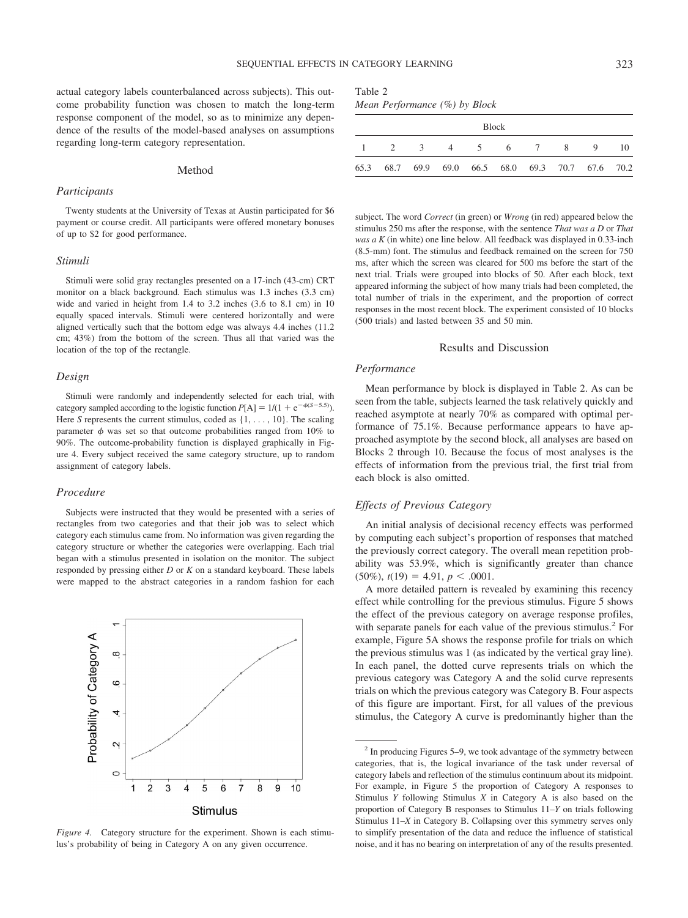actual category labels counterbalanced across subjects). This outcome probability function was chosen to match the long-term response component of the model, so as to minimize any dependence of the results of the model-based analyses on assumptions regarding long-term category representation.

## Method

### Participants

Twenty students at the University of Texas at Austin participated for $6 payment or course credit. All participants were offered monetary bonuses of up to $2 for good performance.

### Stimuli

Stimuli were solid gray rectangles presented on a 17-inch (43-cm) CRT monitor on a black background. Each stimulus was 1.3 inches (3.3 cm) wide and varied in height from 1.4 to 3.2 inches (3.6 to 8.1 cm) in 10 equally spaced intervals. Stimuli were centered horizontally and were aligned vertically such that the bottom edge was always 4.4 inches (11.2 cm; 43%) from the bottom of the screen. Thus all that varied was the location of the top of the rectangle.

### Design

Stimuli were randomly and independently selected for each trial, with category sampled according to the logistic function $P[\mathrm{A}] = 1/(1 + e^{-\phi(S-5.5)})$. Here $S$ represents the current stimulus, coded as $\{1, \ldots, 10\}$. The scaling parameter $\phi$ was set so that outcome probabilities ranged from 10% to 90%. The outcome-probability function is displayed graphically in Figure 4. Every subject received the same category structure, up to random assignment of category labels.

### Procedure

Subjects were instructed that they would be presented with a series of rectangles from two categories and that their job was to select which category each stimulus came from. No information was given regarding the category structure or whether the categories were overlapping. Each trial began with a stimulus presented in isolation on the monitor. The subject responded by pressing either *D* or *K* on a standard keyboard. These labels were mapped to the abstract categories in a random fashion for each subject. The word *Correct* (in green) or *Wrong* (in red) appeared below the stimulus 250 ms after the response, with the sentence *That was a D* or *That was a K* (in white) one line below. All feedback was displayed in 0.33-inch (8.5-mm) font. The stimulus and feedback remained on the screen for 750 ms, after which the screen was cleared for 500 ms before the start of the next trial. Trials were grouped into blocks of 50. After each block, text appeared informing the subject of how many trials had been completed, the total number of trials in the experiment, and the proportion of correct responses in the most recent block. The experiment consisted of 10 blocks (500 trials) and lasted between 35 and 50 min.

*Figure 4.* Category structure for the experiment. Shown is each stimulus's probability of being in Category A on any given occurrence.

Table 2
*Mean Performance (%) by Block*

| Block | | | | | | | | | |
|---|---|---|---|---|---|---|---|---|---|
| 1 | 2 | 3 | 4 | 5 | 6 | 7 | 8 | 9 | 10 |
| 65.3 | 68.7 | 69.9 | 69.0 | 66.5 | 68.0 | 69.3 | 70.7 | 67.6 | 70.2 |

## Results and Discussion

### Performance

Mean performance by block is displayed in Table 2. As can be seen from the table, subjects learned the task relatively quickly and reached asymptote at nearly 70% as compared with optimal performance of 75.1%. Because performance appears to have approached asymptote by the second block, all analyses are based on Blocks 2 through 10. Because the focus of most analyses is the effects of information from the previous trial, the first trial from each block is also omitted.

### Effects of Previous Category

An initial analysis of decisional recency effects was performed by computing each subject's proportion of responses that matched the previously correct category. The overall mean repetition probability was 53.9%, which is significantly greater than chance (50%), $t(19) = 4.91$, $p < .0001$.

A more detailed pattern is revealed by examining this recency effect while controlling for the previous stimulus. Figure 5 shows the effect of the previous category on average response profiles, with separate panels for each value of the previous stimulus.[2] For example, Figure 5A shows the response profile for trials on which the previous stimulus was 1 (as indicated by the vertical gray line). In each panel, the dotted curve represents trials on which the previous category was Category A and the solid curve represents trials on which the previous category was Category B. Four aspects of this figure are important. First, for all values of the previous stimulus, the Category A curve is predominantly higher than the

[2] In producing Figures 5–9, we took advantage of the symmetry between categories, that is, the logical invariance of the task under reversal of category labels and reflection of the stimulus continuum about its midpoint. For example, in Figure 5 the proportion of Category A responses to Stimulus *Y* following Stimulus *X* in Category A is also based on the proportion of Category B responses to Stimulus 11–*Y* on trials following Stimulus 11–*X* in Category B. Collapsing over this symmetry serves only to simplify presentation of the data and reduce the influence of statistical noise, and it has no bearing on interpretation of any of the results presented.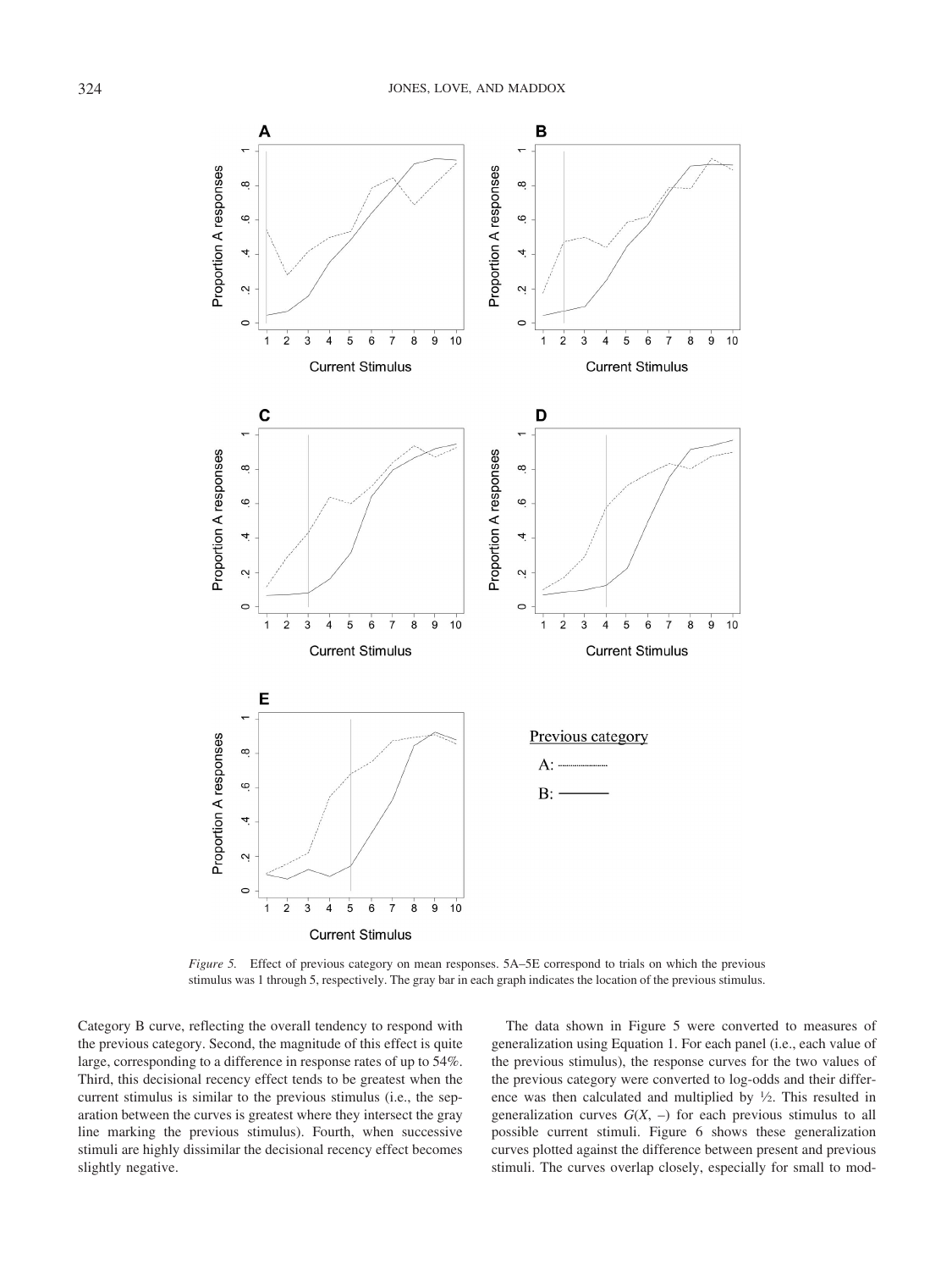*Figure 5.* Effect of previous category on mean responses. 5A–5E correspond to trials on which the previous stimulus was 1 through 5, respectively. The gray bar in each graph indicates the location of the previous stimulus.

Category B curve, reflecting the overall tendency to respond with the previous category. Second, the magnitude of this effect is quite large, corresponding to a difference in response rates of up to 54%. Third, this decisional recency effect tends to be greatest when the current stimulus is similar to the previous stimulus (i.e., the separation between the curves is greatest where they intersect the gray line marking the previous stimulus). Fourth, when successive stimuli are highly dissimilar the decisional recency effect becomes slightly negative.

The data shown in Figure 5 were converted to measures of generalization using Equation 1. For each panel (i.e., each value of the previous stimulus), the response curves for the two values of the previous category were converted to log-odds and their difference was then calculated and multiplied by ½. This resulted in generalization curves $G(X, -)$ for each previous stimulus to all possible current stimuli. Figure 6 shows these generalization curves plotted against the difference between present and previous stimuli. The curves overlap closely, especially for small to mod-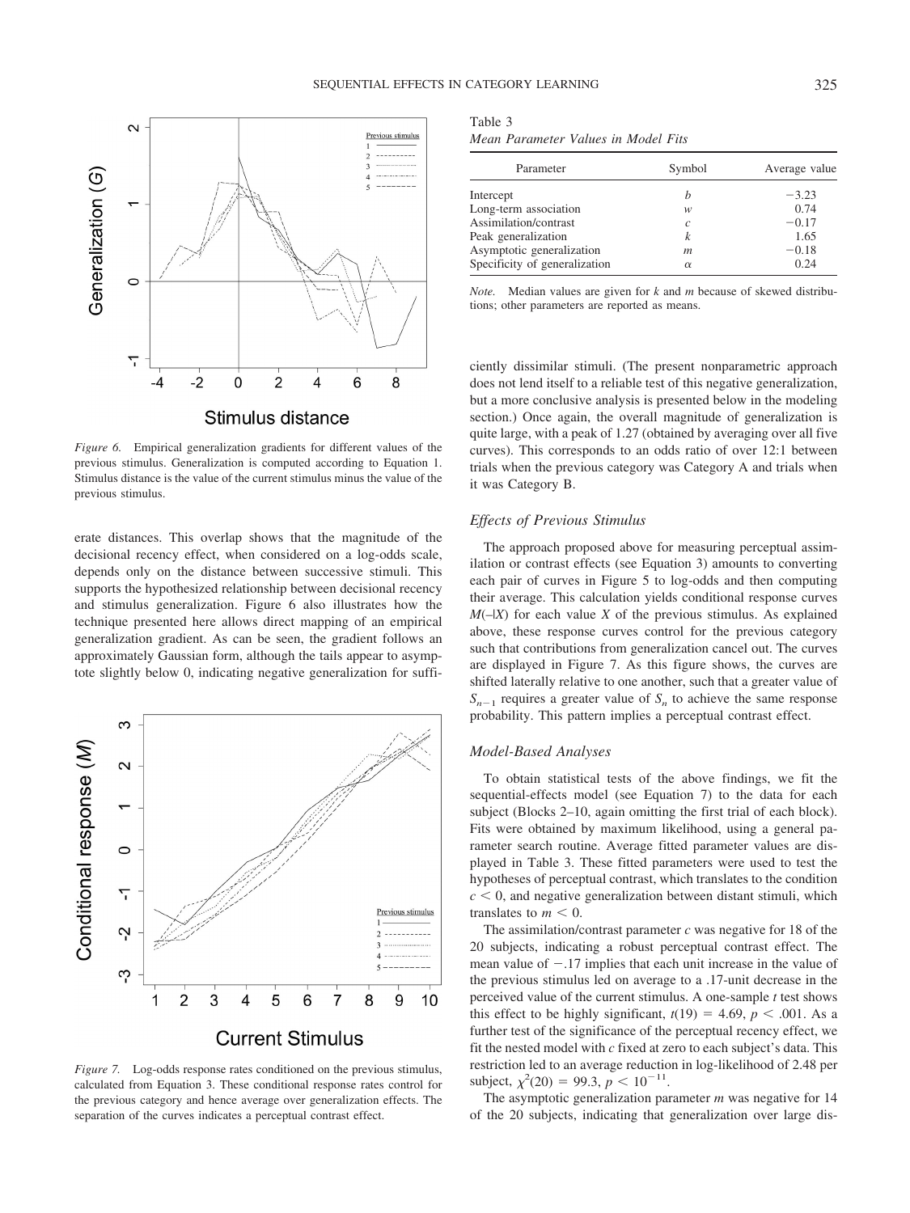*Figure 6.* Empirical generalization gradients for different values of the previous stimulus. Generalization is computed according to Equation 1. Stimulus distance is the value of the current stimulus minus the value of the previous stimulus.

erate distances. This overlap shows that the magnitude of the decisional recency effect, when considered on a log-odds scale, depends only on the distance between successive stimuli. This supports the hypothesized relationship between decisional recency and stimulus generalization. Figure 6 also illustrates how the technique presented here allows direct mapping of an empirical generalization gradient. As can be seen, the gradient follows an approximately Gaussian form, although the tails appear to asymptote slightly below 0, indicating negative generalization for sufficiently dissimilar stimuli. (The present nonparametric approach does not lend itself to a reliable test of this negative generalization, but a more conclusive analysis is presented below in the modeling section.) Once again, the overall magnitude of generalization is quite large, with a peak of 1.27 (obtained by averaging over all five curves). This corresponds to an odds ratio of over 12:1 between trials when the previous category was Category A and trials when it was Category B.

*Figure 7.* Log-odds response rates conditioned on the previous stimulus, calculated from Equation 3. These conditional response rates control for the previous category and hence average over generalization effects. The separation of the curves indicates a perceptual contrast effect.

Table 3
*Mean Parameter Values in Model Fits*

| Parameter | Symbol | Average value |
|---|---|---|
| Intercept | $b$ | −3.23 |
| Long-term association | $w$ | 0.74 |
| Assimilation/contrast | $c$ | −0.17 |
| Peak generalization | $k$ | 1.65 |
| Asymptotic generalization | $m$ | −0.18 |
| Specificity of generalization | $\alpha$ | 0.24 |

*Note.* Median values are given for $k$ and $m$ because of skewed distributions; other parameters are reported as means.

### *Effects of Previous Stimulus*

The approach proposed above for measuring perceptual assimilation or contrast effects (see Equation 3) amounts to converting each pair of curves in Figure 5 to log-odds and then computing their average. This calculation yields conditional response curves $M(-|X)$ for each value $X$ of the previous stimulus. As explained above, these response curves control for the previous category such that contributions from generalization cancel out. The curves are displayed in Figure 7. As this figure shows, the curves are shifted laterally relative to one another, such that a greater value of $S_{n-1}$ requires a greater value of $S_n$ to achieve the same response probability. This pattern implies a perceptual contrast effect.

### *Model-Based Analyses*

To obtain statistical tests of the above findings, we fit the sequential-effects model (see Equation 7) to the data for each subject (Blocks 2–10, again omitting the first trial of each block). Fits were obtained by maximum likelihood, using a general parameter search routine. Average fitted parameter values are displayed in Table 3. These fitted parameters were used to test the hypotheses of perceptual contrast, which translates to the condition $c < 0$, and negative generalization between distant stimuli, which translates to $m < 0$.

The assimilation/contrast parameter $c$ was negative for 18 of the 20 subjects, indicating a robust perceptual contrast effect. The mean value of −.17 implies that each unit increase in the value of the previous stimulus led on average to a .17-unit decrease in the perceived value of the current stimulus. A one-sample $t$ test shows this effect to be highly significant, $t(19) = 4.69$, $p < .001$. As a further test of the significance of the perceptual recency effect, we fit the nested model with $c$ fixed at zero to each subject's data. This restriction led to an average reduction in log-likelihood of 2.48 per subject, $\chi^2(20) = 99.3$, $p < 10^{-11}$.

The asymptotic generalization parameter $m$ was negative for 14 of the 20 subjects, indicating that generalization over large dis-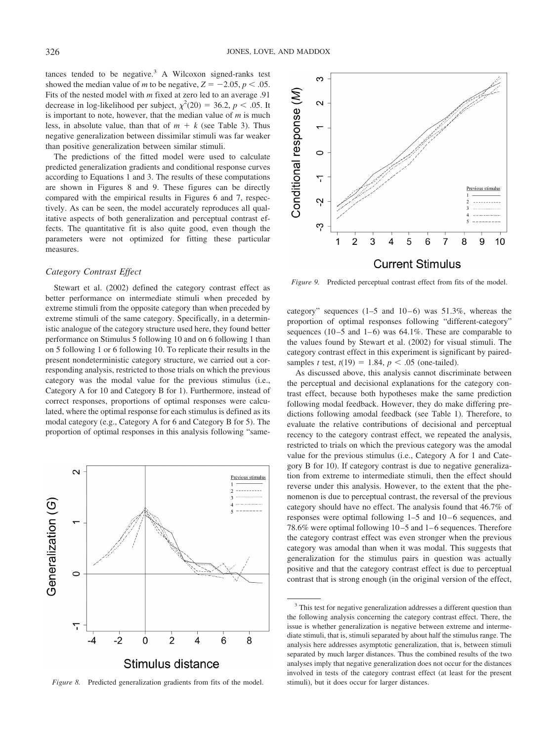tances tended to be negative.[3] A Wilcoxon signed-ranks test showed the median value of $m$ to be negative, $Z = -2.05$, $p < .05$. Fits of the nested model with $m$ fixed at zero led to an average .91 decrease in log-likelihood per subject, $\chi^2(20) = 36.2$, $p < .05$. It is important to note, however, that the median value of $m$ is much less, in absolute value, than that of $m + k$ (see Table 3). Thus negative generalization between dissimilar stimuli was far weaker than positive generalization between similar stimuli.

The predictions of the fitted model were used to calculate predicted generalization gradients and conditional response curves according to Equations 1 and 3. The results of these computations are shown in Figures 8 and 9. These figures can be directly compared with the empirical results in Figures 6 and 7, respectively. As can be seen, the model accurately reproduces all qualitative aspects of both generalization and perceptual contrast effects. The quantitative fit is also quite good, even though the parameters were not optimized for fitting these particular measures.

### *Category Contrast Effect*

Stewart et al. (2002) defined the category contrast effect as better performance on intermediate stimuli when preceded by extreme stimuli from the opposite category than when preceded by extreme stimuli of the same category. Specifically, in a deterministic analogue of the category structure used here, they found better performance on Stimulus 5 following 10 and on 6 following 1 than on 5 following 1 or 6 following 10. To replicate their results in the present nondeterministic category structure, we carried out a corresponding analysis, restricted to those trials on which the previous category was the modal value for the previous stimulus (i.e., Category A for 10 and Category B for 1). Furthermore, instead of correct responses, proportions of optimal responses were calculated, where the optimal response for each stimulus is defined as its modal category (e.g., Category A for 6 and Category B for 5). The proportion of optimal responses in this analysis following "same-category" sequences (1–5 and 10–6) was 51.3%, whereas the proportion of optimal responses following "different-category" sequences (10–5 and 1–6) was 64.1%. These are comparable to the values found by Stewart et al. (2002) for visual stimuli. The category contrast effect in this experiment is significant by paired-samples $t$ test, $t(19) = 1.84$, $p < .05$ (one-tailed).

*Figure 8.* Predicted generalization gradients from fits of the model.

*Figure 9.* Predicted perceptual contrast effect from fits of the model.

As discussed above, this analysis cannot discriminate between the perceptual and decisional explanations for the category contrast effect, because both hypotheses make the same prediction following modal feedback. However, they do make differing predictions following amodal feedback (see Table 1). Therefore, to evaluate the relative contributions of decisional and perceptual recency to the category contrast effect, we repeated the analysis, restricted to trials on which the previous category was the amodal value for the previous stimulus (i.e., Category A for 1 and Category B for 10). If category contrast is due to negative generalization from extreme to intermediate stimuli, then the effect should reverse under this analysis. However, to the extent that the phenomenon is due to perceptual contrast, the reversal of the previous category should have no effect. The analysis found that 46.7% of responses were optimal following 1–5 and 10–6 sequences, and 78.6% were optimal following 10–5 and 1–6 sequences. Therefore the category contrast effect was even stronger when the previous category was amodal than when it was modal. This suggests that generalization for the stimulus pairs in question was actually positive and that the category contrast effect is due to perceptual contrast that is strong enough (in the original version of the effect,

[3] This test for negative generalization addresses a different question than the following analysis concerning the category contrast effect. There, the issue is whether generalization is negative between extreme and intermediate stimuli, that is, stimuli separated by about half the stimulus range. The analysis here addresses asymptotic generalization, that is, between stimuli separated by much larger distances. Thus the combined results of the two analyses imply that negative generalization does not occur for the distances involved in tests of the category contrast effect (at least for the present stimuli), but it does occur for larger distances.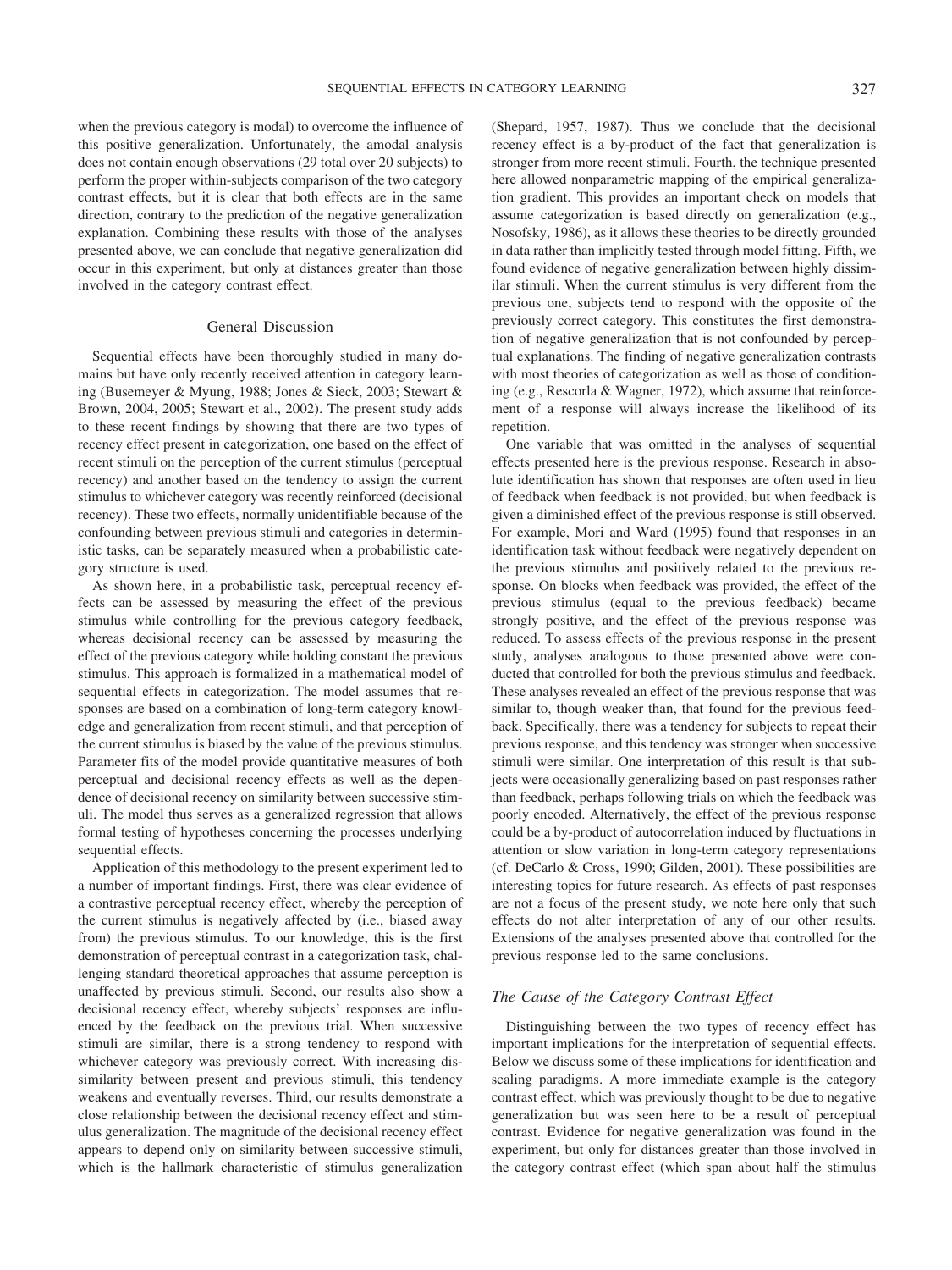when the previous category is modal) to overcome the influence of this positive generalization. Unfortunately, the amodal analysis does not contain enough observations (29 total over 20 subjects) to perform the proper within-subjects comparison of the two category contrast effects, but it is clear that both effects are in the same direction, contrary to the prediction of the negative generalization explanation. Combining these results with those of the analyses presented above, we can conclude that negative generalization did occur in this experiment, but only at distances greater than those involved in the category contrast effect.

## General Discussion

Sequential effects have been thoroughly studied in many domains but have only recently received attention in category learning (Busemeyer & Myung, 1988; Jones & Sieck, 2003; Stewart & Brown, 2004, 2005; Stewart et al., 2002). The present study adds to these recent findings by showing that there are two types of recency effect present in categorization, one based on the effect of recent stimuli on the perception of the current stimulus (perceptual recency) and another based on the tendency to assign the current stimulus to whichever category was recently reinforced (decisional recency). These two effects, normally unidentifiable because of the confounding between previous stimuli and categories in deterministic tasks, can be separately measured when a probabilistic category structure is used.

As shown here, in a probabilistic task, perceptual recency effects can be assessed by measuring the effect of the previous stimulus while controlling for the previous category feedback, whereas decisional recency can be assessed by measuring the effect of the previous category while holding constant the previous stimulus. This approach is formalized in a mathematical model of sequential effects in categorization. The model assumes that responses are based on a combination of long-term category knowledge and generalization from recent stimuli, and that perception of the current stimulus is biased by the value of the previous stimulus. Parameter fits of the model provide quantitative measures of both perceptual and decisional recency effects as well as the dependence of decisional recency on similarity between successive stimuli. The model thus serves as a generalized regression that allows formal testing of hypotheses concerning the processes underlying sequential effects.

Application of this methodology to the present experiment led to a number of important findings. First, there was clear evidence of a contrastive perceptual recency effect, whereby the perception of the current stimulus is negatively affected by (i.e., biased away from) the previous stimulus. To our knowledge, this is the first demonstration of perceptual contrast in a categorization task, challenging standard theoretical approaches that assume perception is unaffected by previous stimuli. Second, our results also show a decisional recency effect, whereby subjects' responses are influenced by the feedback on the previous trial. When successive stimuli are similar, there is a strong tendency to respond with whichever category was previously correct. With increasing dissimilarity between present and previous stimuli, this tendency weakens and eventually reverses. Third, our results demonstrate a close relationship between the decisional recency effect and stimulus generalization. The magnitude of the decisional recency effect appears to depend only on similarity between successive stimuli, which is the hallmark characteristic of stimulus generalization (Shepard, 1957, 1987). Thus we conclude that the decisional recency effect is a by-product of the fact that generalization is stronger from more recent stimuli. Fourth, the technique presented here allowed nonparametric mapping of the empirical generalization gradient. This provides an important check on models that assume categorization is based directly on generalization (e.g., Nosofsky, 1986), as it allows these theories to be directly grounded in data rather than implicitly tested through model fitting. Fifth, we found evidence of negative generalization between highly dissimilar stimuli. When the current stimulus is very different from the previous one, subjects tend to respond with the opposite of the previously correct category. This constitutes the first demonstration of negative generalization that is not confounded by perceptual explanations. The finding of negative generalization contrasts with most theories of categorization as well as those of conditioning (e.g., Rescorla & Wagner, 1972), which assume that reinforcement of a response will always increase the likelihood of its repetition.

One variable that was omitted in the analyses of sequential effects presented here is the previous response. Research in absolute identification has shown that responses are often used in lieu of feedback when feedback is not provided, but when feedback is given a diminished effect of the previous response is still observed. For example, Mori and Ward (1995) found that responses in an identification task without feedback were negatively dependent on the previous stimulus and positively related to the previous response. On blocks when feedback was provided, the effect of the previous stimulus (equal to the previous feedback) became strongly positive, and the effect of the previous response was reduced. To assess effects of the previous response in the present study, analyses analogous to those presented above were conducted that controlled for both the previous stimulus and feedback. These analyses revealed an effect of the previous response that was similar to, though weaker than, that found for the previous feedback. Specifically, there was a tendency for subjects to repeat their previous response, and this tendency was stronger when successive stimuli were similar. One interpretation of this result is that subjects were occasionally generalizing based on past responses rather than feedback, perhaps following trials on which the feedback was poorly encoded. Alternatively, the effect of the previous response could be a by-product of autocorrelation induced by fluctuations in attention or slow variation in long-term category representations (cf. DeCarlo & Cross, 1990; Gilden, 2001). These possibilities are interesting topics for future research. As effects of past responses are not a focus of the present study, we note here only that such effects do not alter interpretation of any of our other results. Extensions of the analyses presented above that controlled for the previous response led to the same conclusions.

### The Cause of the Category Contrast Effect

Distinguishing between the two types of recency effect has important implications for the interpretation of sequential effects. Below we discuss some of these implications for identification and scaling paradigms. A more immediate example is the category contrast effect, which was previously thought to be due to negative generalization but was seen here to be a result of perceptual contrast. Evidence for negative generalization was found in the experiment, but only for distances greater than those involved in the category contrast effect (which span about half the stimulus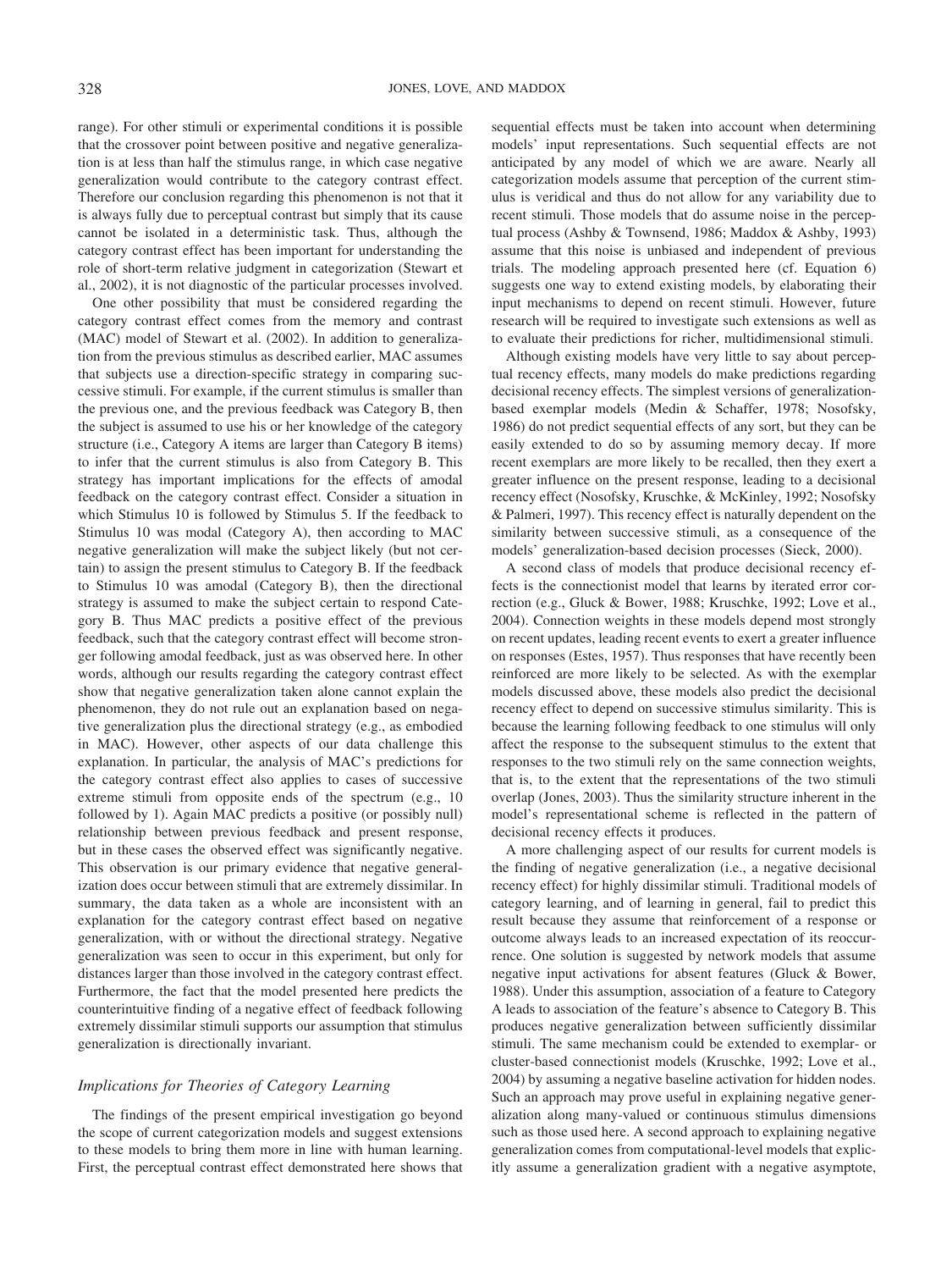range). For other stimuli or experimental conditions it is possible that the crossover point between positive and negative generalization is at less than half the stimulus range, in which case negative generalization would contribute to the category contrast effect. Therefore our conclusion regarding this phenomenon is not that it is always fully due to perceptual contrast but simply that its cause cannot be isolated in a deterministic task. Thus, although the category contrast effect has been important for understanding the role of short-term relative judgment in categorization (Stewart et al., 2002), it is not diagnostic of the particular processes involved.

One other possibility that must be considered regarding the category contrast effect comes from the memory and contrast (MAC) model of Stewart et al. (2002). In addition to generalization from the previous stimulus as described earlier, MAC assumes that subjects use a direction-specific strategy in comparing successive stimuli. For example, if the current stimulus is smaller than the previous one, and the previous feedback was Category B, then the subject is assumed to use his or her knowledge of the category structure (i.e., Category A items are larger than Category B items) to infer that the current stimulus is also from Category B. This strategy has important implications for the effects of amodal feedback on the category contrast effect. Consider a situation in which Stimulus 10 is followed by Stimulus 5. If the feedback to Stimulus 10 was modal (Category A), then according to MAC negative generalization will make the subject likely (but not certain) to assign the present stimulus to Category B. If the feedback to Stimulus 10 was amodal (Category B), then the directional strategy is assumed to make the subject certain to respond Category B. Thus MAC predicts a positive effect of the previous feedback, such that the category contrast effect will become stronger following amodal feedback, just as was observed here. In other words, although our results regarding the category contrast effect show that negative generalization taken alone cannot explain the phenomenon, they do not rule out an explanation based on negative generalization plus the directional strategy (e.g., as embodied in MAC). However, other aspects of our data challenge this explanation. In particular, the analysis of MAC's predictions for the category contrast effect also applies to cases of successive extreme stimuli from opposite ends of the spectrum (e.g., 10 followed by 1). Again MAC predicts a positive (or possibly null) relationship between previous feedback and present response, but in these cases the observed effect was significantly negative. This observation is our primary evidence that negative generalization does occur between stimuli that are extremely dissimilar. In summary, the data taken as a whole are inconsistent with an explanation for the category contrast effect based on negative generalization, with or without the directional strategy. Negative generalization was seen to occur in this experiment, but only for distances larger than those involved in the category contrast effect. Furthermore, the fact that the model presented here predicts the counterintuitive finding of a negative effect of feedback following extremely dissimilar stimuli supports our assumption that stimulus generalization is directionally invariant.

### *Implications for Theories of Category Learning*

The findings of the present empirical investigation go beyond the scope of current categorization models and suggest extensions to these models to bring them more in line with human learning. First, the perceptual contrast effect demonstrated here shows that sequential effects must be taken into account when determining models' input representations. Such sequential effects are not anticipated by any model of which we are aware. Nearly all categorization models assume that perception of the current stimulus is veridical and thus do not allow for any variability due to recent stimuli. Those models that do assume noise in the perceptual process (Ashby & Townsend, 1986; Maddox & Ashby, 1993) assume that this noise is unbiased and independent of previous trials. The modeling approach presented here (cf. Equation 6) suggests one way to extend existing models, by elaborating their input mechanisms to depend on recent stimuli. However, future research will be required to investigate such extensions as well as to evaluate their predictions for richer, multidimensional stimuli.

Although existing models have very little to say about perceptual recency effects, many models do make predictions regarding decisional recency effects. The simplest versions of generalization-based exemplar models (Medin & Schaffer, 1978; Nosofsky, 1986) do not predict sequential effects of any sort, but they can be easily extended to do so by assuming memory decay. If more recent exemplars are more likely to be recalled, then they exert a greater influence on the present response, leading to a decisional recency effect (Nosofsky, Kruschke, & McKinley, 1992; Nosofsky & Palmeri, 1997). This recency effect is naturally dependent on the similarity between successive stimuli, as a consequence of the models' generalization-based decision processes (Sieck, 2000).

A second class of models that produce decisional recency effects is the connectionist model that learns by iterated error correction (e.g., Gluck & Bower, 1988; Kruschke, 1992; Love et al., 2004). Connection weights in these models depend most strongly on recent updates, leading recent events to exert a greater influence on responses (Estes, 1957). Thus responses that have recently been reinforced are more likely to be selected. As with the exemplar models discussed above, these models also predict the decisional recency effect to depend on successive stimulus similarity. This is because the learning following feedback to one stimulus will only affect the response to the subsequent stimulus to the extent that responses to the two stimuli rely on the same connection weights, that is, to the extent that the representations of the two stimuli overlap (Jones, 2003). Thus the similarity structure inherent in the model's representational scheme is reflected in the pattern of decisional recency effects it produces.

A more challenging aspect of our results for current models is the finding of negative generalization (i.e., a negative decisional recency effect) for highly dissimilar stimuli. Traditional models of category learning, and of learning in general, fail to predict this result because they assume that reinforcement of a response or outcome always leads to an increased expectation of its reoccurrence. One solution is suggested by network models that assume negative input activations for absent features (Gluck & Bower, 1988). Under this assumption, association of a feature to Category A leads to association of the feature's absence to Category B. This produces negative generalization between sufficiently dissimilar stimuli. The same mechanism could be extended to exemplar- or cluster-based connectionist models (Kruschke, 1992; Love et al., 2004) by assuming a negative baseline activation for hidden nodes. Such an approach may prove useful in explaining negative generalization along many-valued or continuous stimulus dimensions such as those used here. A second approach to explaining negative generalization comes from computational-level models that explicitly assume a generalization gradient with a negative asymptote,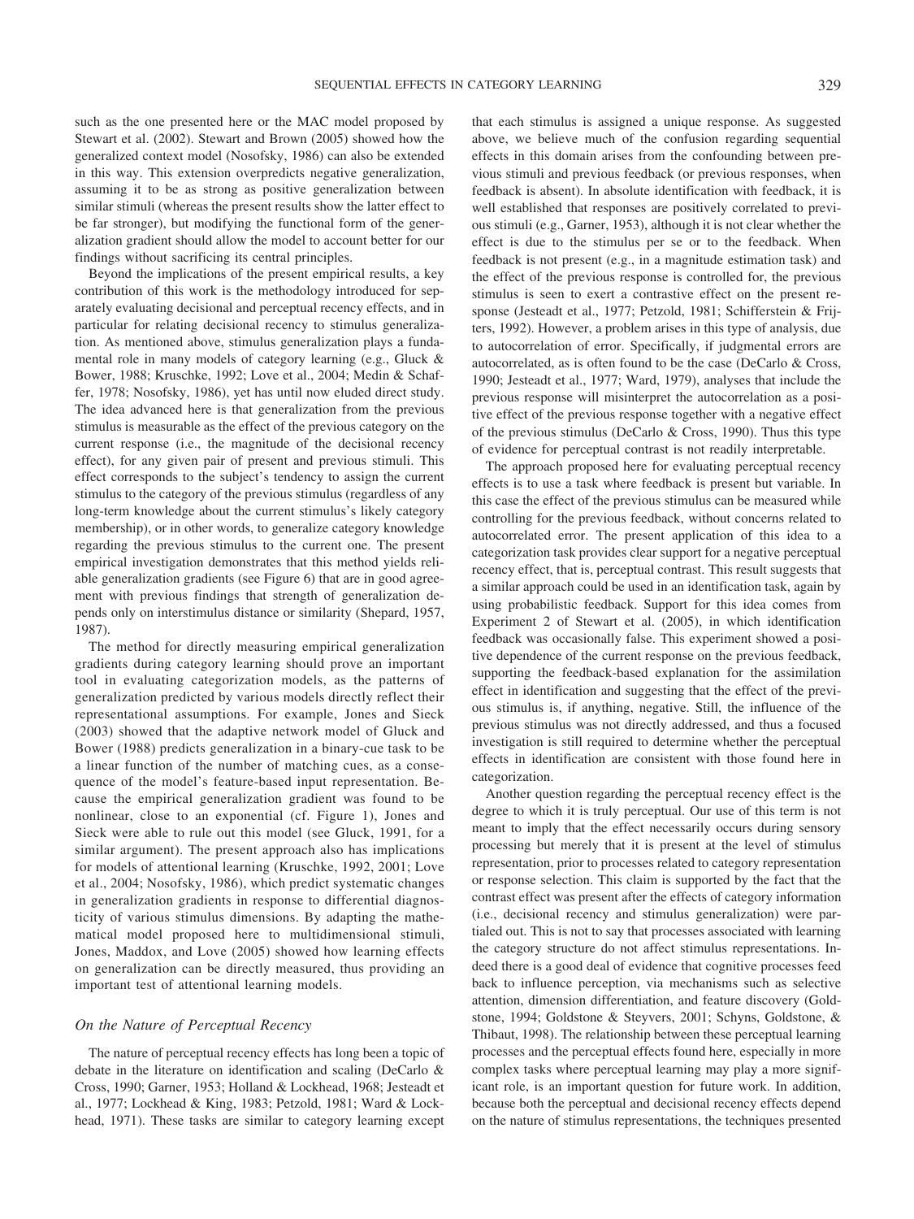such as the one presented here or the MAC model proposed by Stewart et al. (2002). Stewart and Brown (2005) showed how the generalized context model (Nosofsky, 1986) can also be extended in this way. This extension overpredicts negative generalization, assuming it to be as strong as positive generalization between similar stimuli (whereas the present results show the latter effect to be far stronger), but modifying the functional form of the generalization gradient should allow the model to account better for our findings without sacrificing its central principles.

Beyond the implications of the present empirical results, a key contribution of this work is the methodology introduced for separately evaluating decisional and perceptual recency effects, and in particular for relating decisional recency to stimulus generalization. As mentioned above, stimulus generalization plays a fundamental role in many models of category learning (e.g., Gluck & Bower, 1988; Kruschke, 1992; Love et al., 2004; Medin & Schaffer, 1978; Nosofsky, 1986), yet has until now eluded direct study. The idea advanced here is that generalization from the previous stimulus is measurable as the effect of the previous category on the current response (i.e., the magnitude of the decisional recency effect), for any given pair of present and previous stimuli. This effect corresponds to the subject's tendency to assign the current stimulus to the category of the previous stimulus (regardless of any long-term knowledge about the current stimulus's likely category membership), or in other words, to generalize category knowledge regarding the previous stimulus to the current one. The present empirical investigation demonstrates that this method yields reliable generalization gradients (see Figure 6) that are in good agreement with previous findings that strength of generalization depends only on interstimulus distance or similarity (Shepard, 1957, 1987).

The method for directly measuring empirical generalization gradients during category learning should prove an important tool in evaluating categorization models, as the patterns of generalization predicted by various models directly reflect their representational assumptions. For example, Jones and Sieck (2003) showed that the adaptive network model of Gluck and Bower (1988) predicts generalization in a binary-cue task to be a linear function of the number of matching cues, as a consequence of the model's feature-based input representation. Because the empirical generalization gradient was found to be nonlinear, close to an exponential (cf. Figure 1), Jones and Sieck were able to rule out this model (see Gluck, 1991, for a similar argument). The present approach also has implications for models of attentional learning (Kruschke, 1992, 2001; Love et al., 2004; Nosofsky, 1986), which predict systematic changes in generalization gradients in response to differential diagnosticity of various stimulus dimensions. By adapting the mathematical model proposed here to multidimensional stimuli, Jones, Maddox, and Love (2005) showed how learning effects on generalization can be directly measured, thus providing an important test of attentional learning models.

### *On the Nature of Perceptual Recency*

The nature of perceptual recency effects has long been a topic of debate in the literature on identification and scaling (DeCarlo & Cross, 1990; Garner, 1953; Holland & Lockhead, 1968; Jesteadt et al., 1977; Lockhead & King, 1983; Petzold, 1981; Ward & Lockhead, 1971). These tasks are similar to category learning except that each stimulus is assigned a unique response. As suggested above, we believe much of the confusion regarding sequential effects in this domain arises from the confounding between previous stimuli and previous feedback (or previous responses, when feedback is absent). In absolute identification with feedback, it is well established that responses are positively correlated to previous stimuli (e.g., Garner, 1953), although it is not clear whether the effect is due to the stimulus per se or to the feedback. When feedback is not present (e.g., in a magnitude estimation task) and the effect of the previous response is controlled for, the previous stimulus is seen to exert a contrastive effect on the present response (Jesteadt et al., 1977; Petzold, 1981; Schifferstein & Frijters, 1992). However, a problem arises in this type of analysis, due to autocorrelation of error. Specifically, if judgmental errors are autocorrelated, as is often found to be the case (DeCarlo & Cross, 1990; Jesteadt et al., 1977; Ward, 1979), analyses that include the previous response will misinterpret the autocorrelation as a positive effect of the previous response together with a negative effect of the previous stimulus (DeCarlo & Cross, 1990). Thus this type of evidence for perceptual contrast is not readily interpretable.

The approach proposed here for evaluating perceptual recency effects is to use a task where feedback is present but variable. In this case the effect of the previous stimulus can be measured while controlling for the previous feedback, without concerns related to autocorrelated error. The present application of this idea to a categorization task provides clear support for a negative perceptual recency effect, that is, perceptual contrast. This result suggests that a similar approach could be used in an identification task, again by using probabilistic feedback. Support for this idea comes from Experiment 2 of Stewart et al. (2005), in which identification feedback was occasionally false. This experiment showed a positive dependence of the current response on the previous feedback, supporting the feedback-based explanation for the assimilation effect in identification and suggesting that the effect of the previous stimulus is, if anything, negative. Still, the influence of the previous stimulus was not directly addressed, and thus a focused investigation is still required to determine whether the perceptual effects in identification are consistent with those found here in categorization.

Another question regarding the perceptual recency effect is the degree to which it is truly perceptual. Our use of this term is not meant to imply that the effect necessarily occurs during sensory processing but merely that it is present at the level of stimulus representation, prior to processes related to category representation or response selection. This claim is supported by the fact that the contrast effect was present after the effects of category information (i.e., decisional recency and stimulus generalization) were partialed out. This is not to say that processes associated with learning the category structure do not affect stimulus representations. Indeed there is a good deal of evidence that cognitive processes feed back to influence perception, via mechanisms such as selective attention, dimension differentiation, and feature discovery (Goldstone, 1994; Goldstone & Steyvers, 2001; Schyns, Goldstone, & Thibaut, 1998). The relationship between these perceptual learning processes and the perceptual effects found here, especially in more complex tasks where perceptual learning may play a more significant role, is an important question for future work. In addition, because both the perceptual and decisional recency effects depend on the nature of stimulus representations, the techniques presented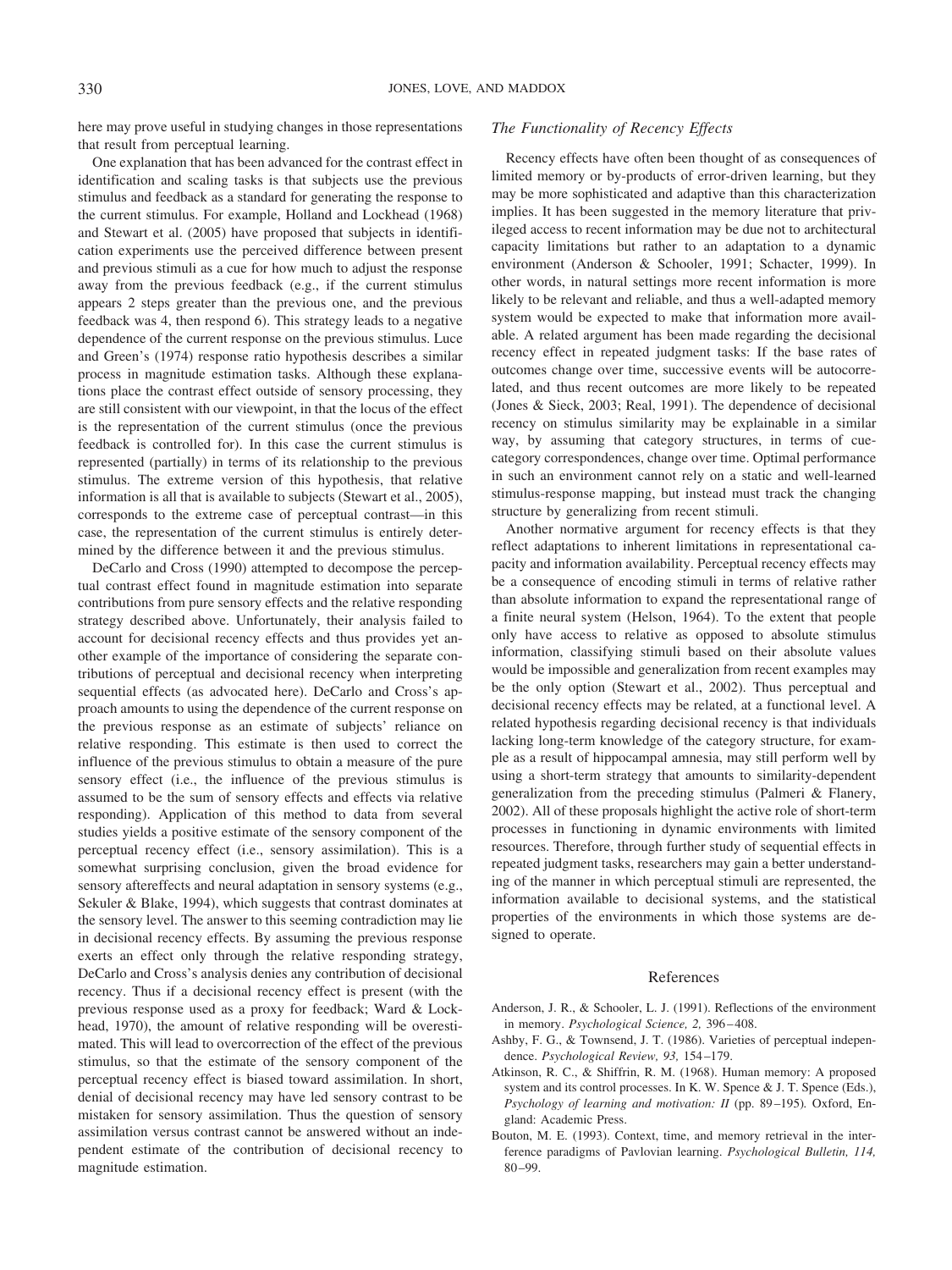here may prove useful in studying changes in those representations that result from perceptual learning.

One explanation that has been advanced for the contrast effect in identification and scaling tasks is that subjects use the previous stimulus and feedback as a standard for generating the response to the current stimulus. For example, Holland and Lockhead (1968) and Stewart et al. (2005) have proposed that subjects in identification experiments use the perceived difference between present and previous stimuli as a cue for how much to adjust the response away from the previous feedback (e.g., if the current stimulus appears 2 steps greater than the previous one, and the previous feedback was 4, then respond 6). This strategy leads to a negative dependence of the current response on the previous stimulus. Luce and Green's (1974) response ratio hypothesis describes a similar process in magnitude estimation tasks. Although these explanations place the contrast effect outside of sensory processing, they are still consistent with our viewpoint, in that the locus of the effect is the representation of the current stimulus (once the previous feedback is controlled for). In this case the current stimulus is represented (partially) in terms of its relationship to the previous stimulus. The extreme version of this hypothesis, that relative information is all that is available to subjects (Stewart et al., 2005), corresponds to the extreme case of perceptual contrast—in this case, the representation of the current stimulus is entirely determined by the difference between it and the previous stimulus.

DeCarlo and Cross (1990) attempted to decompose the perceptual contrast effect found in magnitude estimation into separate contributions from pure sensory effects and the relative responding strategy described above. Unfortunately, their analysis failed to account for decisional recency effects and thus provides yet another example of the importance of considering the separate contributions of perceptual and decisional recency when interpreting sequential effects (as advocated here). DeCarlo and Cross's approach amounts to using the dependence of the current response on the previous response as an estimate of subjects' reliance on relative responding. This estimate is then used to correct the influence of the previous stimulus to obtain a measure of the pure sensory effect (i.e., the influence of the previous stimulus is assumed to be the sum of sensory effects and effects via relative responding). Application of this method to data from several studies yields a positive estimate of the sensory component of the perceptual recency effect (i.e., sensory assimilation). This is a somewhat surprising conclusion, given the broad evidence for sensory aftereffects and neural adaptation in sensory systems (e.g., Sekuler & Blake, 1994), which suggests that contrast dominates at the sensory level. The answer to this seeming contradiction may lie in decisional recency effects. By assuming the previous response exerts an effect only through the relative responding strategy, DeCarlo and Cross's analysis denies any contribution of decisional recency. Thus if a decisional recency effect is present (with the previous response used as a proxy for feedback; Ward & Lockhead, 1970), the amount of relative responding will be overestimated. This will lead to overcorrection of the effect of the previous stimulus, so that the estimate of the sensory component of the perceptual recency effect is biased toward assimilation. In short, denial of decisional recency may have led sensory contrast to be mistaken for sensory assimilation. Thus the question of sensory assimilation versus contrast cannot be answered without an independent estimate of the contribution of decisional recency to magnitude estimation.

### *The Functionality of Recency Effects*

Recency effects have often been thought of as consequences of limited memory or by-products of error-driven learning, but they may be more sophisticated and adaptive than this characterization implies. It has been suggested in the memory literature that privileged access to recent information may be due not to architectural capacity limitations but rather to an adaptation to a dynamic environment (Anderson & Schooler, 1991; Schacter, 1999). In other words, in natural settings more recent information is more likely to be relevant and reliable, and thus a well-adapted memory system would be expected to make that information more available. A related argument has been made regarding the decisional recency effect in repeated judgment tasks: If the base rates of outcomes change over time, successive events will be autocorrelated, and thus recent outcomes are more likely to be repeated (Jones & Sieck, 2003; Real, 1991). The dependence of decisional recency on stimulus similarity may be explainable in a similar way, by assuming that category structures, in terms of cue-category correspondences, change over time. Optimal performance in such an environment cannot rely on a static and well-learned stimulus-response mapping, but instead must track the changing structure by generalizing from recent stimuli.

Another normative argument for recency effects is that they reflect adaptations to inherent limitations in representational capacity and information availability. Perceptual recency effects may be a consequence of encoding stimuli in terms of relative rather than absolute information to expand the representational range of a finite neural system (Helson, 1964). To the extent that people only have access to relative as opposed to absolute stimulus information, classifying stimuli based on their absolute values would be impossible and generalization from recent examples may be the only option (Stewart et al., 2002). Thus perceptual and decisional recency effects may be related, at a functional level. A related hypothesis regarding decisional recency is that individuals lacking long-term knowledge of the category structure, for example as a result of hippocampal amnesia, may still perform well by using a short-term strategy that amounts to similarity-dependent generalization from the preceding stimulus (Palmeri & Flanery, 2002). All of these proposals highlight the active role of short-term processes in functioning in dynamic environments with limited resources. Therefore, through further study of sequential effects in repeated judgment tasks, researchers may gain a better understanding of the manner in which perceptual stimuli are represented, the information available to decisional systems, and the statistical properties of the environments in which those systems are designed to operate.

## References

Anderson, J. R., & Schooler, L. J. (1991). Reflections of the environment in memory. *Psychological Science, 2,* 396–408.

Ashby, F. G., & Townsend, J. T. (1986). Varieties of perceptual independence. *Psychological Review, 93,* 154–179.

Atkinson, R. C., & Shiffrin, R. M. (1968). Human memory: A proposed system and its control processes. In K. W. Spence & J. T. Spence (Eds.), *Psychology of learning and motivation: II* (pp. 89–195)*.* Oxford, England: Academic Press.

Bouton, M. E. (1993). Context, time, and memory retrieval in the interference paradigms of Pavlovian learning. *Psychological Bulletin, 114,* 80–99.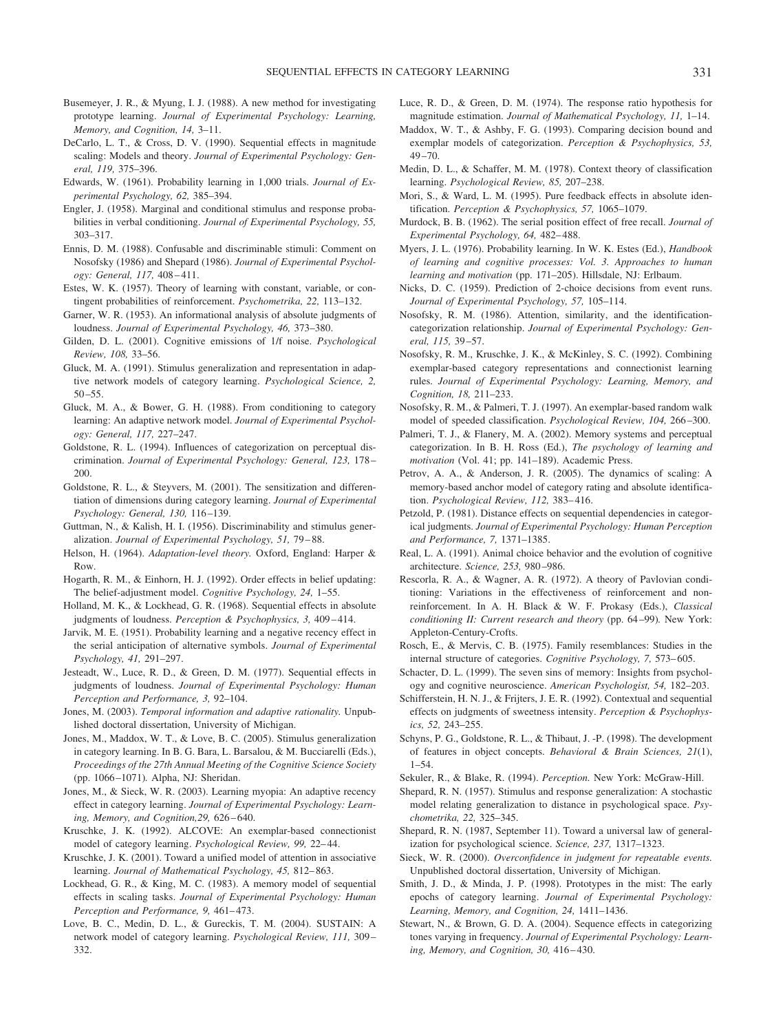Busemeyer, J. R., & Myung, I. J. (1988). A new method for investigating prototype learning. *Journal of Experimental Psychology: Learning, Memory, and Cognition, 14,* 3–11.

DeCarlo, L. T., & Cross, D. V. (1990). Sequential effects in magnitude scaling: Models and theory. *Journal of Experimental Psychology: General, 119,* 375–396.

Edwards, W. (1961). Probability learning in 1,000 trials. *Journal of Experimental Psychology, 62,* 385–394.

Engler, J. (1958). Marginal and conditional stimulus and response probabilities in verbal conditioning. *Journal of Experimental Psychology, 55,* 303–317.

Ennis, D. M. (1988). Confusable and discriminable stimuli: Comment on Nosofsky (1986) and Shepard (1986). *Journal of Experimental Psychology: General, 117,* 408–411.

Estes, W. K. (1957). Theory of learning with constant, variable, or contingent probabilities of reinforcement. *Psychometrika, 22,* 113–132.

Garner, W. R. (1953). An informational analysis of absolute judgments of loudness. *Journal of Experimental Psychology, 46,* 373–380.

Gilden, D. L. (2001). Cognitive emissions of 1/f noise. *Psychological Review, 108,* 33–56.

Gluck, M. A. (1991). Stimulus generalization and representation in adaptive network models of category learning. *Psychological Science, 2,* 50–55.

Gluck, M. A., & Bower, G. H. (1988). From conditioning to category learning: An adaptive network model. *Journal of Experimental Psychology: General, 117,* 227–247.

Goldstone, R. L. (1994). Influences of categorization on perceptual discrimination. *Journal of Experimental Psychology: General, 123,* 178–200.

Goldstone, R. L., & Steyvers, M. (2001). The sensitization and differentiation of dimensions during category learning. *Journal of Experimental Psychology: General, 130,* 116–139.

Guttman, N., & Kalish, H. I. (1956). Discriminability and stimulus generalization. *Journal of Experimental Psychology, 51,* 79–88.

Helson, H. (1964). *Adaptation-level theory.* Oxford, England: Harper & Row.

Hogarth, R. M., & Einhorn, H. J. (1992). Order effects in belief updating: The belief-adjustment model. *Cognitive Psychology, 24,* 1–55.

Holland, M. K., & Lockhead, G. R. (1968). Sequential effects in absolute judgments of loudness. *Perception & Psychophysics, 3,* 409–414.

Jarvik, M. E. (1951). Probability learning and a negative recency effect in the serial anticipation of alternative symbols. *Journal of Experimental Psychology, 41,* 291–297.

Jesteadt, W., Luce, R. D., & Green, D. M. (1977). Sequential effects in judgments of loudness. *Journal of Experimental Psychology: Human Perception and Performance, 3,* 92–104.

Jones, M. (2003). *Temporal information and adaptive rationality.* Unpublished doctoral dissertation, University of Michigan.

Jones, M., Maddox, W. T., & Love, B. C. (2005). Stimulus generalization in category learning. In B. G. Bara, L. Barsalou, & M. Bucciarelli (Eds.), *Proceedings of the 27th Annual Meeting of the Cognitive Science Society* (pp. 1066–1071). Alpha, NJ: Sheridan.

Jones, M., & Sieck, W. R. (2003). Learning myopia: An adaptive recency effect in category learning. *Journal of Experimental Psychology: Learning, Memory, and Cognition,29,* 626–640.

Kruschke, J. K. (1992). ALCOVE: An exemplar-based connectionist model of category learning. *Psychological Review, 99,* 22–44.

Kruschke, J. K. (2001). Toward a unified model of attention in associative learning. *Journal of Mathematical Psychology, 45,* 812–863.

Lockhead, G. R., & King, M. C. (1983). A memory model of sequential effects in scaling tasks. *Journal of Experimental Psychology: Human Perception and Performance, 9,* 461–473.

Love, B. C., Medin, D. L., & Gureckis, T. M. (2004). SUSTAIN: A network model of category learning. *Psychological Review, 111,* 309–332.

Luce, R. D., & Green, D. M. (1974). The response ratio hypothesis for magnitude estimation. *Journal of Mathematical Psychology, 11,* 1–14.

Maddox, W. T., & Ashby, F. G. (1993). Comparing decision bound and exemplar models of categorization. *Perception & Psychophysics, 53,* 49–70.

Medin, D. L., & Schaffer, M. M. (1978). Context theory of classification learning. *Psychological Review, 85,* 207–238.

Mori, S., & Ward, L. M. (1995). Pure feedback effects in absolute identification. *Perception & Psychophysics, 57,* 1065–1079.

Murdock, B. B. (1962). The serial position effect of free recall. *Journal of Experimental Psychology, 64,* 482–488.

Myers, J. L. (1976). Probability learning. In W. K. Estes (Ed.), *Handbook of learning and cognitive processes: Vol. 3. Approaches to human learning and motivation* (pp. 171–205). Hillsdale, NJ: Erlbaum.

Nicks, D. C. (1959). Prediction of 2-choice decisions from event runs. *Journal of Experimental Psychology, 57,* 105–114.

Nosofsky, R. M. (1986). Attention, similarity, and the identification-categorization relationship. *Journal of Experimental Psychology: General, 115,* 39–57.

Nosofsky, R. M., Kruschke, J. K., & McKinley, S. C. (1992). Combining exemplar-based category representations and connectionist learning rules. *Journal of Experimental Psychology: Learning, Memory, and Cognition, 18,* 211–233.

Nosofsky, R. M., & Palmeri, T. J. (1997). An exemplar-based random walk model of speeded classification. *Psychological Review, 104,* 266–300.

Palmeri, T. J., & Flanery, M. A. (2002). Memory systems and perceptual categorization. In B. H. Ross (Ed.), *The psychology of learning and motivation* (Vol. 41; pp. 141–189). Academic Press.

Petrov, A. A., & Anderson, J. R. (2005). The dynamics of scaling: A memory-based anchor model of category rating and absolute identification. *Psychological Review, 112,* 383–416.

Petzold, P. (1981). Distance effects on sequential dependencies in categorical judgments. *Journal of Experimental Psychology: Human Perception and Performance, 7,* 1371–1385.

Real, L. A. (1991). Animal choice behavior and the evolution of cognitive architecture. *Science, 253,* 980–986.

Rescorla, R. A., & Wagner, A. R. (1972). A theory of Pavlovian conditioning: Variations in the effectiveness of reinforcement and nonreinforcement. In A. H. Black & W. F. Prokasy (Eds.), *Classical conditioning II: Current research and theory* (pp. 64–99). New York: Appleton-Century-Crofts.

Rosch, E., & Mervis, C. B. (1975). Family resemblances: Studies in the internal structure of categories. *Cognitive Psychology, 7,* 573–605.

Schacter, D. L. (1999). The seven sins of memory: Insights from psychology and cognitive neuroscience. *American Psychologist, 54,* 182–203.

Schifferstein, H. N. J., & Frijters, J. E. R. (1992). Contextual and sequential effects on judgments of sweetness intensity. *Perception & Psychophysics, 52,* 243–255.

Schyns, P. G., Goldstone, R. L., & Thibaut, J. -P. (1998). The development of features in object concepts. *Behavioral & Brain Sciences, 21*(1), 1–54.

Sekuler, R., & Blake, R. (1994). *Perception.* New York: McGraw-Hill.

Shepard, R. N. (1957). Stimulus and response generalization: A stochastic model relating generalization to distance in psychological space. *Psychometrika, 22,* 325–345.

Shepard, R. N. (1987, September 11). Toward a universal law of generalization for psychological science. *Science, 237,* 1317–1323.

Sieck, W. R. (2000). *Overconfidence in judgment for repeatable events.* Unpublished doctoral dissertation, University of Michigan.

Smith, J. D., & Minda, J. P. (1998). Prototypes in the mist: The early epochs of category learning. *Journal of Experimental Psychology: Learning, Memory, and Cognition, 24,* 1411–1436.

Stewart, N., & Brown, G. D. A. (2004). Sequence effects in categorizing tones varying in frequency. *Journal of Experimental Psychology: Learning, Memory, and Cognition, 30,* 416–430.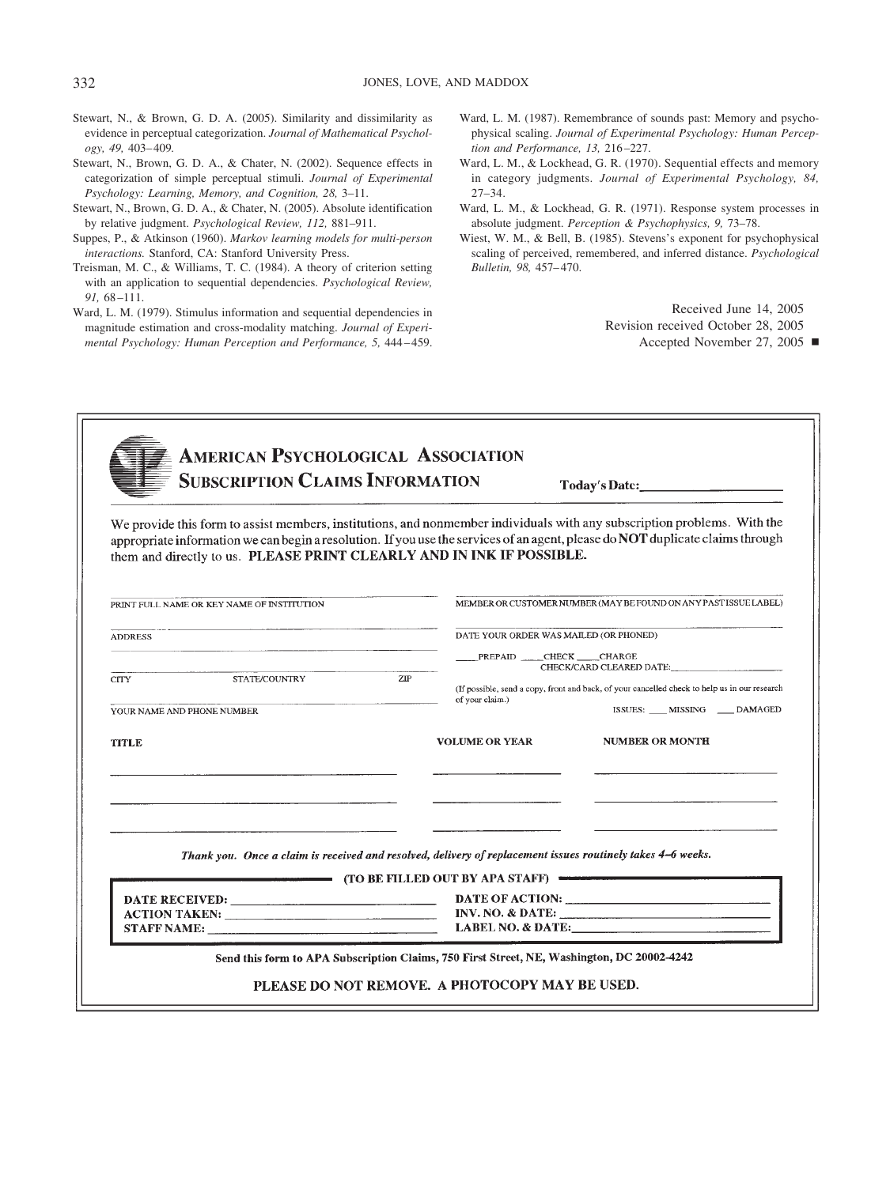Stewart, N., & Brown, G. D. A. (2005). Similarity and dissimilarity as evidence in perceptual categorization. *Journal of Mathematical Psychology, 49,* 403–409.

Stewart, N., Brown, G. D. A., & Chater, N. (2002). Sequence effects in categorization of simple perceptual stimuli. *Journal of Experimental Psychology: Learning, Memory, and Cognition, 28,* 3–11.

Stewart, N., Brown, G. D. A., & Chater, N. (2005). Absolute identification by relative judgment. *Psychological Review, 112,* 881–911.

Suppes, P., & Atkinson (1960). *Markov learning models for multi-person interactions.* Stanford, CA: Stanford University Press.

Treisman, M. C., & Williams, T. C. (1984). A theory of criterion setting with an application to sequential dependencies. *Psychological Review, 91,* 68–111.

Ward, L. M. (1979). Stimulus information and sequential dependencies in magnitude estimation and cross-modality matching. *Journal of Experimental Psychology: Human Perception and Performance, 5,* 444–459.

Ward, L. M. (1987). Remembrance of sounds past: Memory and psychophysical scaling. *Journal of Experimental Psychology: Human Perception and Performance, 13,* 216–227.

Ward, L. M., & Lockhead, G. R. (1970). Sequential effects and memory in category judgments. *Journal of Experimental Psychology, 84,* 27–34.

Ward, L. M., & Lockhead, G. R. (1971). Response system processes in absolute judgment. *Perception & Psychophysics, 9,* 73–78.

Wiest, W. M., & Bell, B. (1985). Stevens's exponent for psychophysical scaling of perceived, remembered, and inferred distance. *Psychological Bulletin, 98,* 457–470.

Received June 14, 2005
Revision received October 28, 2005
Accepted November 27, 2005 ■

## American Psychological Association Subscription Claims Information

Today's Date: ____________________

We provide this form to assist members, institutions, and nonmember individuals with any subscription problems. With the appropriate information we can begin a resolution. If you use the services of an agent, please do **NOT** duplicate claims through them and directly to us. **PLEASE PRINT CLEARLY AND IN INK IF POSSIBLE.**

PRINT FULL NAME OR KEY NAME OF INSTITUTION ____________________

MEMBER OR CUSTOMER NUMBER (MAY BE FOUND ON ANY PAST ISSUE LABEL) ____________________

ADDRESS ____________________

DATE YOUR ORDER WAS MAILED (OR PHONED) ____________________

____ PREPAID ____ CHECK ____ CHARGE

CHECK/CARD CLEARED DATE: ____________________

CITY ____________ STATE/COUNTRY ____________ ZIP ____________

(If possible, send a copy, front and back, of your cancelled check to help us in our research of your claim.)

YOUR NAME AND PHONE NUMBER ____________________

ISSUES: ____ MISSING ____ DAMAGED

| TITLE | VOLUME OR YEAR | NUMBER OR MONTH |
|---|---|---|
| | | |
| | | |
| | | |

***Thank you. Once a claim is received and resolved, delivery of replacement issues routinely takes 4–6 weeks.***

**(TO BE FILLED OUT BY APA STAFF)**

**DATE RECEIVED:** ____________________

**ACTION TAKEN:** ____________________

**STAFF NAME:** ____________________

**DATE OF ACTION:** ____________________

**INV. NO. & DATE:** ____________________

**LABEL NO. & DATE:** ____________________

**Send this form to APA Subscription Claims, 750 First Street, NE, Washington, DC 20002-4242**

**PLEASE DO NOT REMOVE. A PHOTOCOPY MAY BE USED.**